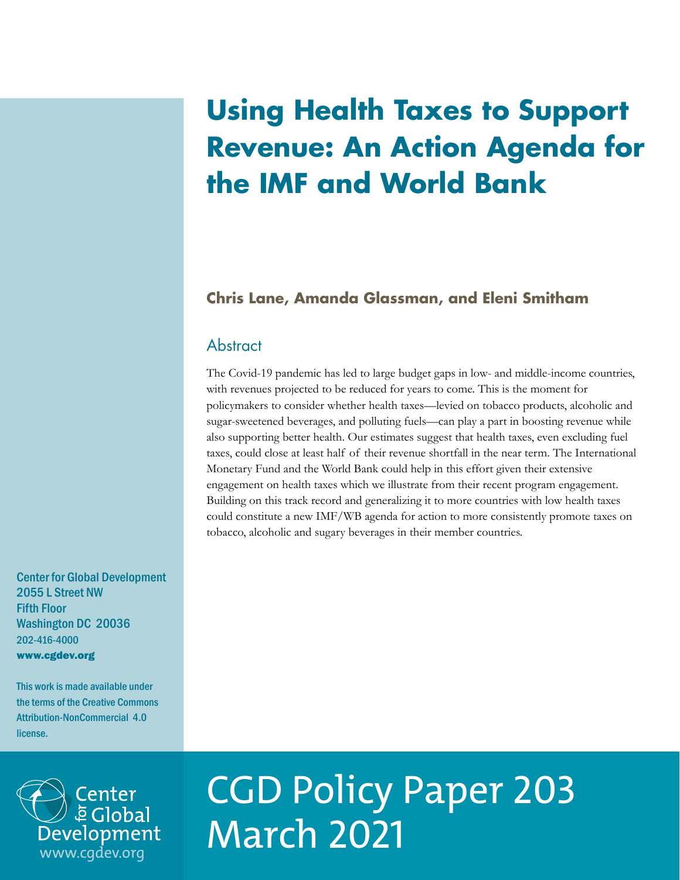# Using Health Taxes to Support Revenue: An Action Agenda for the IMF and World Bank

**Chris Lane, Amanda Glassman, and Eleni Smitham**

## Abstract

The Covid-19 pandemic has led to large budget gaps in low- and middle-income countries, with revenues projected to be reduced for years to come. This is the moment for policymakers to consider whether health taxes—levied on tobacco products, alcoholic and sugar-sweetened beverages, and polluting fuels—can play a part in boosting revenue while also supporting better health. Our estimates suggest that health taxes, even excluding fuel taxes, could close at least half of their revenue shortfall in the near term. The International Monetary Fund and the World Bank could help in this effort given their extensive engagement on health taxes which we illustrate from their recent program engagement. Building on this track record and generalizing it to more countries with low health taxes could constitute a new IMF/WB agenda for action to more consistently promote taxes on tobacco, alcoholic and sugary beverages in their member countries.

Center for Global Development
2055 L Street NW
Fifth Floor
Washington DC 20036
202-416-4000
**www.cgdev.org**

This work is made available under the terms of the Creative Commons Attribution-NonCommercial 4.0 license.

Center for Global Development
www.cgdev.org

CGD Policy Paper 203
March 2021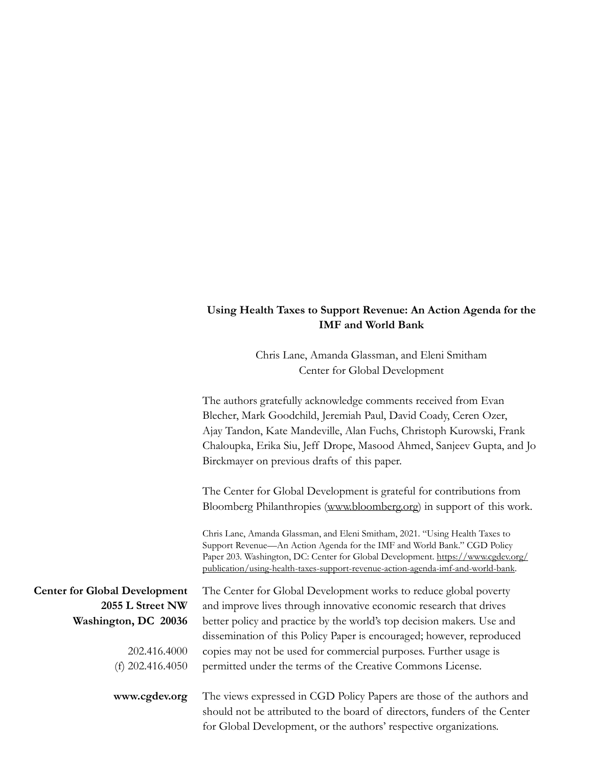**Using Health Taxes to Support Revenue: An Action Agenda for the IMF and World Bank**

Chris Lane, Amanda Glassman, and Eleni Smitham
Center for Global Development

The authors gratefully acknowledge comments received from Evan Blecher, Mark Goodchild, Jeremiah Paul, David Coady, Ceren Ozer, Ajay Tandon, Kate Mandeville, Alan Fuchs, Christoph Kurowski, Frank Chaloupka, Erika Siu, Jeff Drope, Masood Ahmed, Sanjeev Gupta, and Jo Birckmayer on previous drafts of this paper.

The Center for Global Development is grateful for contributions from Bloomberg Philanthropies (www.bloomberg.org) in support of this work.

Chris Lane, Amanda Glassman, and Eleni Smitham, 2021. "Using Health Taxes to Support Revenue—An Action Agenda for the IMF and World Bank." CGD Policy Paper 203. Washington, DC: Center for Global Development. https://www.cgdev.org/publication/using-health-taxes-support-revenue-action-agenda-imf-and-world-bank.

**Center for Global Development**
**2055 L Street NW**
**Washington, DC 20036**

202.416.4000
(f) 202.416.4050

**www.cgdev.org**

The Center for Global Development works to reduce global poverty and improve lives through innovative economic research that drives better policy and practice by the world's top decision makers. Use and dissemination of this Policy Paper is encouraged; however, reproduced copies may not be used for commercial purposes. Further usage is permitted under the terms of the Creative Commons License.

The views expressed in CGD Policy Papers are those of the authors and should not be attributed to the board of directors, funders of the Center for Global Development, or the authors' respective organizations.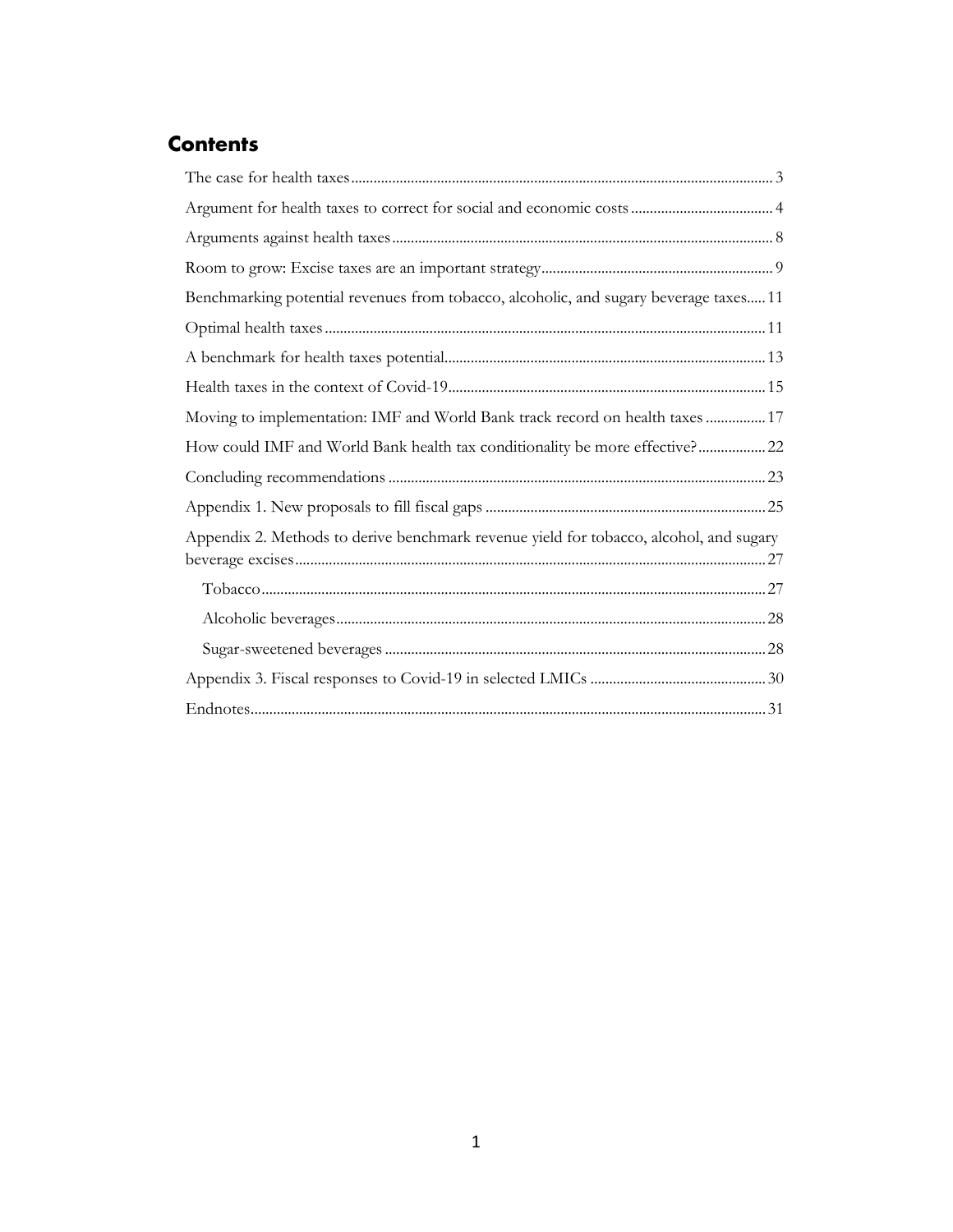## Contents

- The case for health taxes ... 3
- Argument for health taxes to correct for social and economic costs ... 4
- Arguments against health taxes ... 8
- Room to grow: Excise taxes are an important strategy ... 9
- Benchmarking potential revenues from tobacco, alcoholic, and sugary beverage taxes ... 11
- Optimal health taxes ... 11
- A benchmark for health taxes potential ... 13
- Health taxes in the context of Covid-19 ... 15
- Moving to implementation: IMF and World Bank track record on health taxes ... 17
- How could IMF and World Bank health tax conditionality be more effective? ... 22
- Concluding recommendations ... 23
- Appendix 1. New proposals to fill fiscal gaps ... 25
- Appendix 2. Methods to derive benchmark revenue yield for tobacco, alcohol, and sugary beverage excises ... 27
  - Tobacco ... 27
  - Alcoholic beverages ... 28
  - Sugar-sweetened beverages ... 28
- Appendix 3. Fiscal responses to Covid-19 in selected LMICs ... 30
- Endnotes ... 31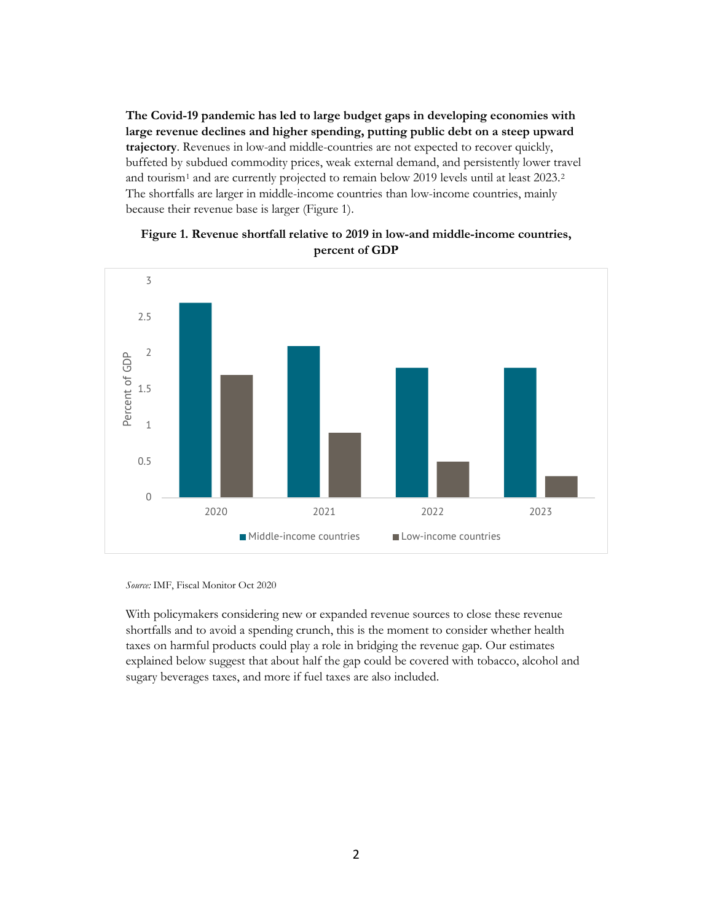**The Covid-19 pandemic has led to large budget gaps in developing economies with large revenue declines and higher spending, putting public debt on a steep upward trajectory**. Revenues in low-and middle-countries are not expected to recover quickly, buffeted by subdued commodity prices, weak external demand, and persistently lower travel and tourism[1] and are currently projected to remain below 2019 levels until at least 2023.[2] The shortfalls are larger in middle-income countries than low-income countries, mainly because their revenue base is larger (Figure 1).

**Figure 1. Revenue shortfall relative to 2019 in low-and middle-income countries, percent of GDP**

*Source:* IMF, Fiscal Monitor Oct 2020

With policymakers considering new or expanded revenue sources to close these revenue shortfalls and to avoid a spending crunch, this is the moment to consider whether health taxes on harmful products could play a role in bridging the revenue gap. Our estimates explained below suggest that about half the gap could be covered with tobacco, alcohol and sugary beverages taxes, and more if fuel taxes are also included.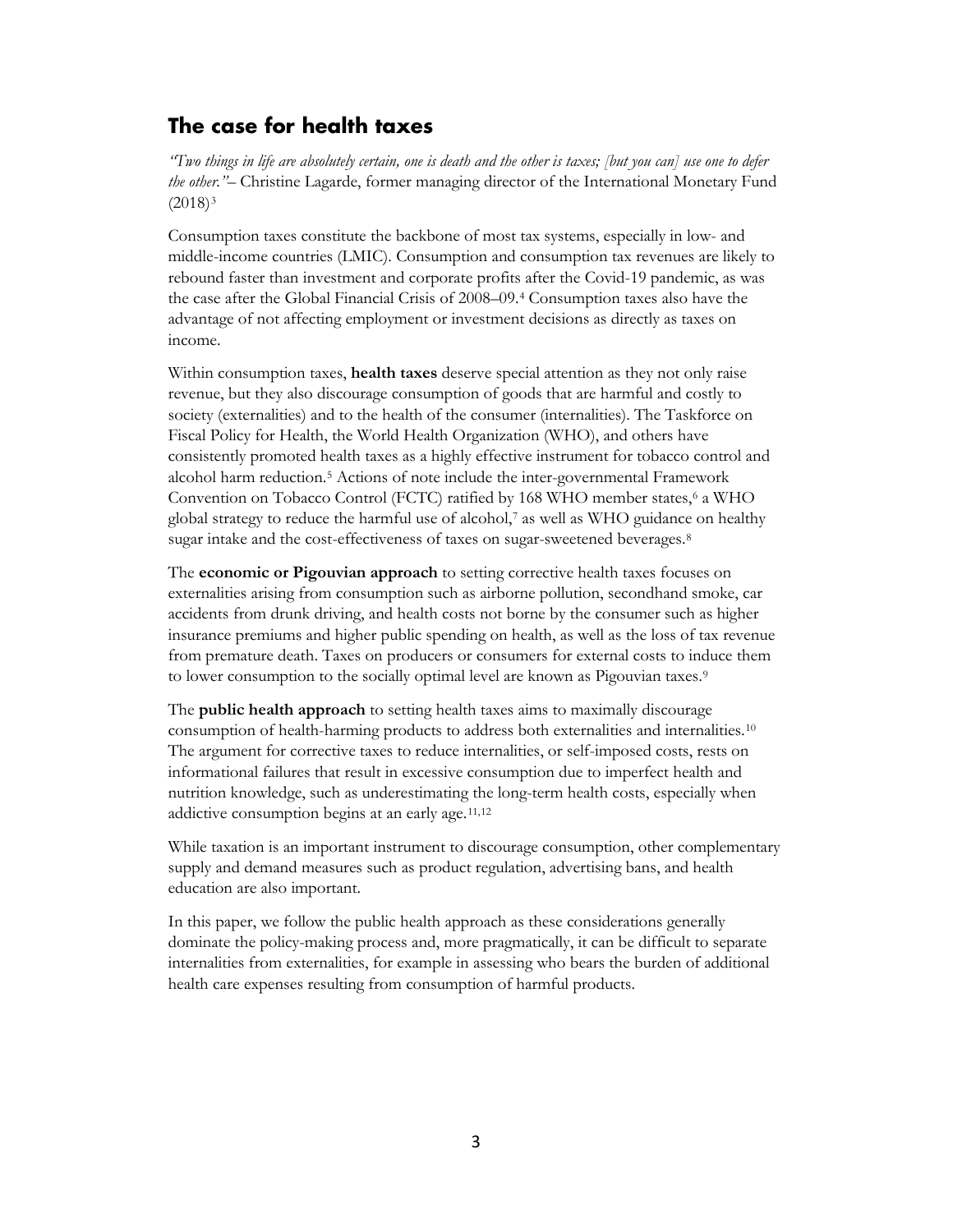## The case for health taxes

*"Two things in life are absolutely certain, one is death and the other is taxes; [but you can] use one to defer the other."*– Christine Lagarde, former managing director of the International Monetary Fund (2018)[3]

Consumption taxes constitute the backbone of most tax systems, especially in low- and middle-income countries (LMIC). Consumption and consumption tax revenues are likely to rebound faster than investment and corporate profits after the Covid-19 pandemic, as was the case after the Global Financial Crisis of 2008–09.[4] Consumption taxes also have the advantage of not affecting employment or investment decisions as directly as taxes on income.

Within consumption taxes, **health taxes** deserve special attention as they not only raise revenue, but they also discourage consumption of goods that are harmful and costly to society (externalities) and to the health of the consumer (internalities). The Taskforce on Fiscal Policy for Health, the World Health Organization (WHO), and others have consistently promoted health taxes as a highly effective instrument for tobacco control and alcohol harm reduction.[5] Actions of note include the inter-governmental Framework Convention on Tobacco Control (FCTC) ratified by 168 WHO member states,[6] a WHO global strategy to reduce the harmful use of alcohol,[7] as well as WHO guidance on healthy sugar intake and the cost-effectiveness of taxes on sugar-sweetened beverages.[8]

The **economic or Pigouvian approach** to setting corrective health taxes focuses on externalities arising from consumption such as airborne pollution, secondhand smoke, car accidents from drunk driving, and health costs not borne by the consumer such as higher insurance premiums and higher public spending on health, as well as the loss of tax revenue from premature death. Taxes on producers or consumers for external costs to induce them to lower consumption to the socially optimal level are known as Pigouvian taxes.[9]

The **public health approach** to setting health taxes aims to maximally discourage consumption of health-harming products to address both externalities and internalities.[10] The argument for corrective taxes to reduce internalities, or self-imposed costs, rests on informational failures that result in excessive consumption due to imperfect health and nutrition knowledge, such as underestimating the long-term health costs, especially when addictive consumption begins at an early age.[11,12]

While taxation is an important instrument to discourage consumption, other complementary supply and demand measures such as product regulation, advertising bans, and health education are also important.

In this paper, we follow the public health approach as these considerations generally dominate the policy-making process and, more pragmatically, it can be difficult to separate internalities from externalities, for example in assessing who bears the burden of additional health care expenses resulting from consumption of harmful products.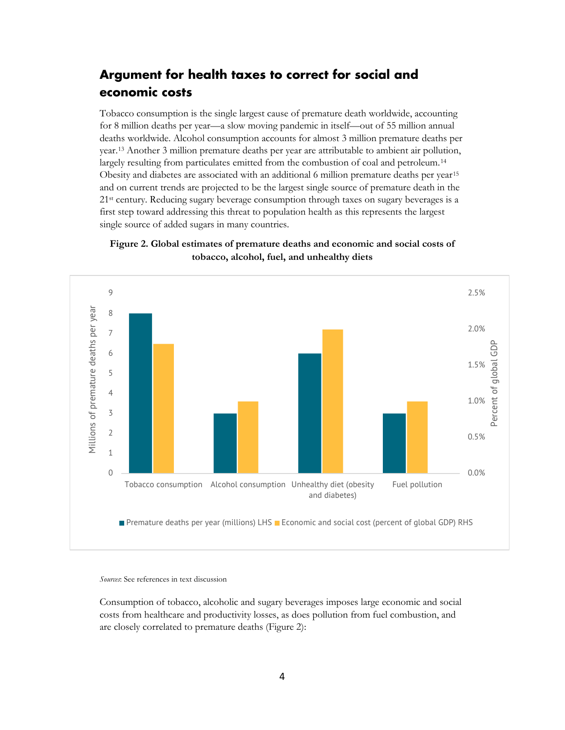## Argument for health taxes to correct for social and economic costs

Tobacco consumption is the single largest cause of premature death worldwide, accounting for 8 million deaths per year—a slow moving pandemic in itself—out of 55 million annual deaths worldwide. Alcohol consumption accounts for almost 3 million premature deaths per year.[13] Another 3 million premature deaths per year are attributable to ambient air pollution, largely resulting from particulates emitted from the combustion of coal and petroleum.[14] Obesity and diabetes are associated with an additional 6 million premature deaths per year[15] and on current trends are projected to be the largest single source of premature death in the 21st century. Reducing sugary beverage consumption through taxes on sugary beverages is a first step toward addressing this threat to population health as this represents the largest single source of added sugars in many countries.

**Figure 2. Global estimates of premature deaths and economic and social costs of tobacco, alcohol, fuel, and unhealthy diets**

| | Premature deaths per year (millions) LHS | Economic and social cost (percent of global GDP) RHS |
|---|---|---|
| Tobacco consumption | 8 | 1.8% |
| Alcohol consumption | 3 | 1.0% |
| Unhealthy diet (obesity and diabetes) | 6 | 2.0% |
| Fuel pollution | 3 | 1.0% |

*Sources*: See references in text discussion

Consumption of tobacco, alcoholic and sugary beverages imposes large economic and social costs from healthcare and productivity losses, as does pollution from fuel combustion, and are closely correlated to premature deaths (Figure 2):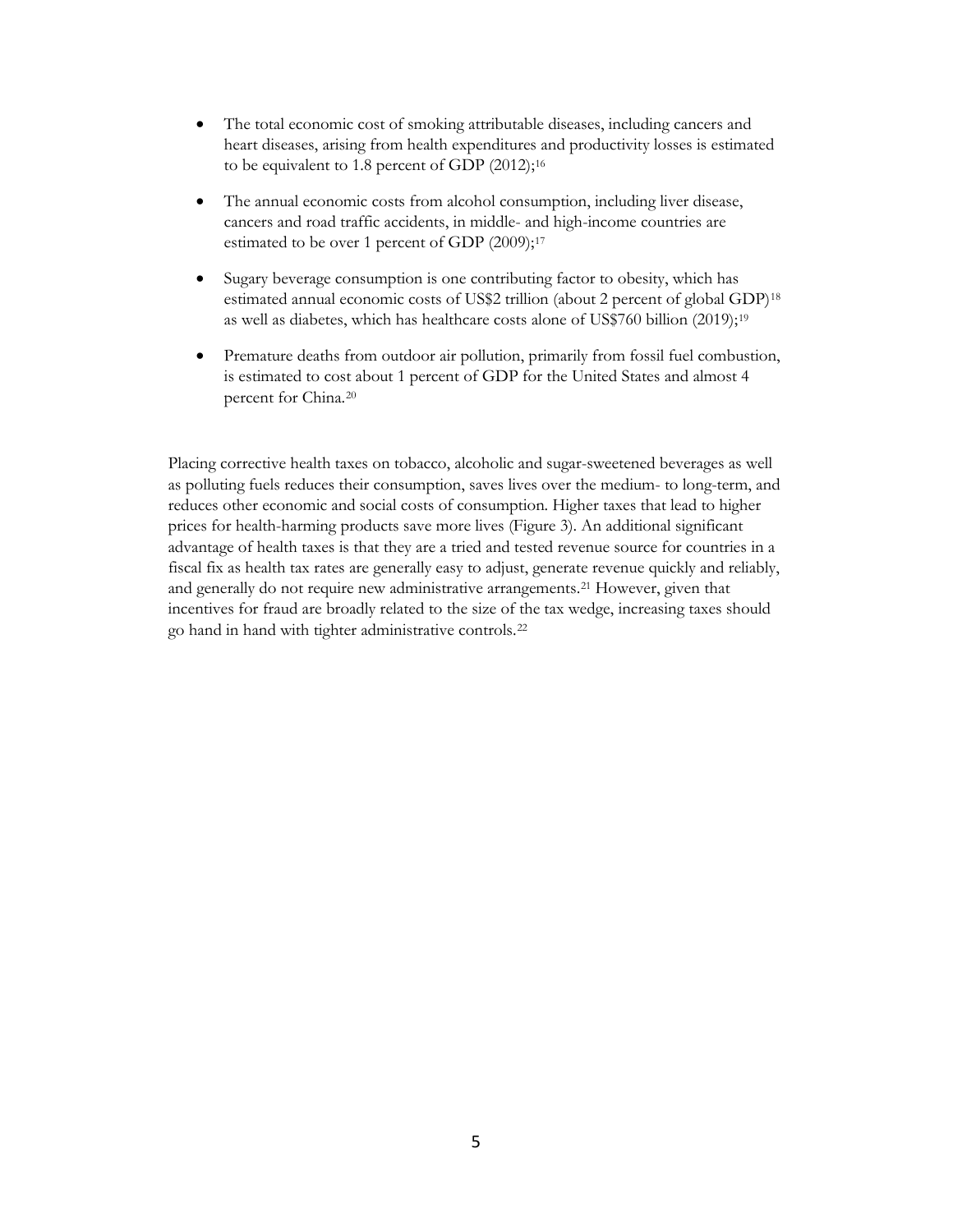- The total economic cost of smoking attributable diseases, including cancers and heart diseases, arising from health expenditures and productivity losses is estimated to be equivalent to 1.8 percent of GDP (2012);[16]

- The annual economic costs from alcohol consumption, including liver disease, cancers and road traffic accidents, in middle- and high-income countries are estimated to be over 1 percent of GDP (2009);[17]

- Sugary beverage consumption is one contributing factor to obesity, which has estimated annual economic costs of US$2 trillion (about 2 percent of global GDP)[18] as well as diabetes, which has healthcare costs alone of US$760 billion (2019);[19]

- Premature deaths from outdoor air pollution, primarily from fossil fuel combustion, is estimated to cost about 1 percent of GDP for the United States and almost 4 percent for China.[20]

Placing corrective health taxes on tobacco, alcoholic and sugar-sweetened beverages as well as polluting fuels reduces their consumption, saves lives over the medium- to long-term, and reduces other economic and social costs of consumption. Higher taxes that lead to higher prices for health-harming products save more lives (Figure 3). An additional significant advantage of health taxes is that they are a tried and tested revenue source for countries in a fiscal fix as health tax rates are generally easy to adjust, generate revenue quickly and reliably, and generally do not require new administrative arrangements.[21] However, given that incentives for fraud are broadly related to the size of the tax wedge, increasing taxes should go hand in hand with tighter administrative controls.[22]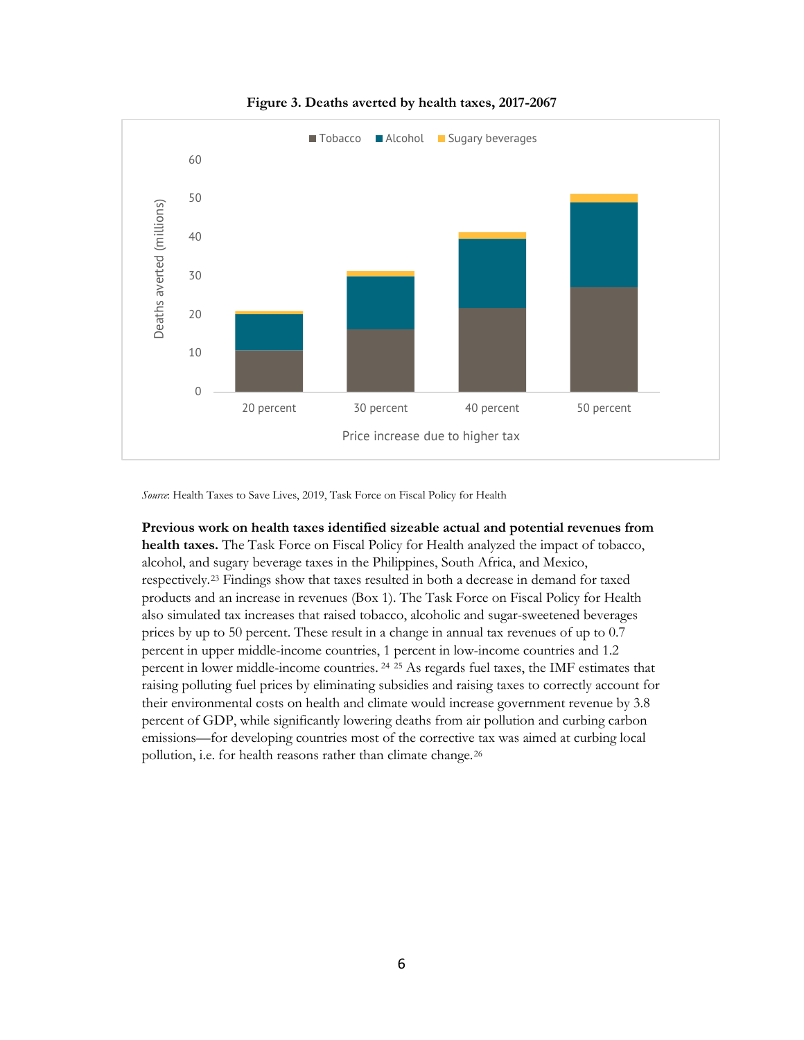**Figure 3. Deaths averted by health taxes, 2017-2067**

*Source*: Health Taxes to Save Lives, 2019, Task Force on Fiscal Policy for Health

**Previous work on health taxes identified sizeable actual and potential revenues from health taxes.** The Task Force on Fiscal Policy for Health analyzed the impact of tobacco, alcohol, and sugary beverage taxes in the Philippines, South Africa, and Mexico, respectively.[23] Findings show that taxes resulted in both a decrease in demand for taxed products and an increase in revenues (Box 1). The Task Force on Fiscal Policy for Health also simulated tax increases that raised tobacco, alcoholic and sugar-sweetened beverages prices by up to 50 percent. These result in a change in annual tax revenues of up to 0.7 percent in upper middle-income countries, 1 percent in low-income countries and 1.2 percent in lower middle-income countries.[24] [25] As regards fuel taxes, the IMF estimates that raising polluting fuel prices by eliminating subsidies and raising taxes to correctly account for their environmental costs on health and climate would increase government revenue by 3.8 percent of GDP, while significantly lowering deaths from air pollution and curbing carbon emissions—for developing countries most of the corrective tax was aimed at curbing local pollution, i.e. for health reasons rather than climate change.[26]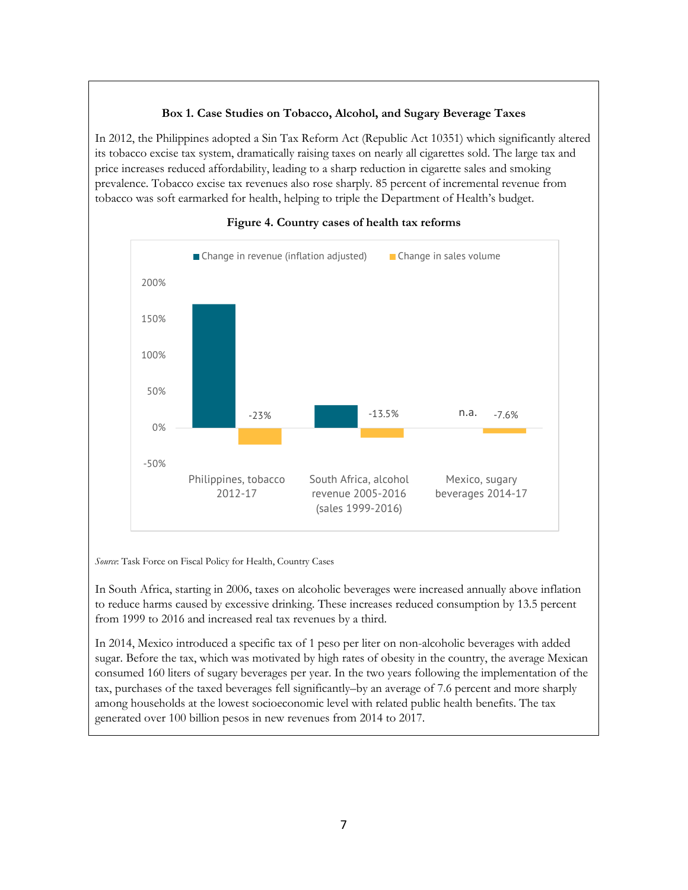### Box 1. Case Studies on Tobacco, Alcohol, and Sugary Beverage Taxes

In 2012, the Philippines adopted a Sin Tax Reform Act (Republic Act 10351) which significantly altered its tobacco excise tax system, dramatically raising taxes on nearly all cigarettes sold. The large tax and price increases reduced affordability, leading to a sharp reduction in cigarette sales and smoking prevalence. Tobacco excise tax revenues also rose sharply. 85 percent of incremental revenue from tobacco was soft earmarked for health, helping to triple the Department of Health's budget.

**Figure 4. Country cases of health tax reforms**

| | Change in revenue (inflation adjusted) | Change in sales volume |
|---|---|---|
| Philippines, tobacco 2012-17 | | -23% |
| South Africa, alcohol revenue 2005-2016 (sales 1999-2016) | | -13.5% |
| Mexico, sugary beverages 2014-17 | n.a. | -7.6% |

*Source*: Task Force on Fiscal Policy for Health, Country Cases

In South Africa, starting in 2006, taxes on alcoholic beverages were increased annually above inflation to reduce harms caused by excessive drinking. These increases reduced consumption by 13.5 percent from 1999 to 2016 and increased real tax revenues by a third.

In 2014, Mexico introduced a specific tax of 1 peso per liter on non-alcoholic beverages with added sugar. Before the tax, which was motivated by high rates of obesity in the country, the average Mexican consumed 160 liters of sugary beverages per year. In the two years following the implementation of the tax, purchases of the taxed beverages fell significantly–by an average of 7.6 percent and more sharply among households at the lowest socioeconomic level with related public health benefits. The tax generated over 100 billion pesos in new revenues from 2014 to 2017.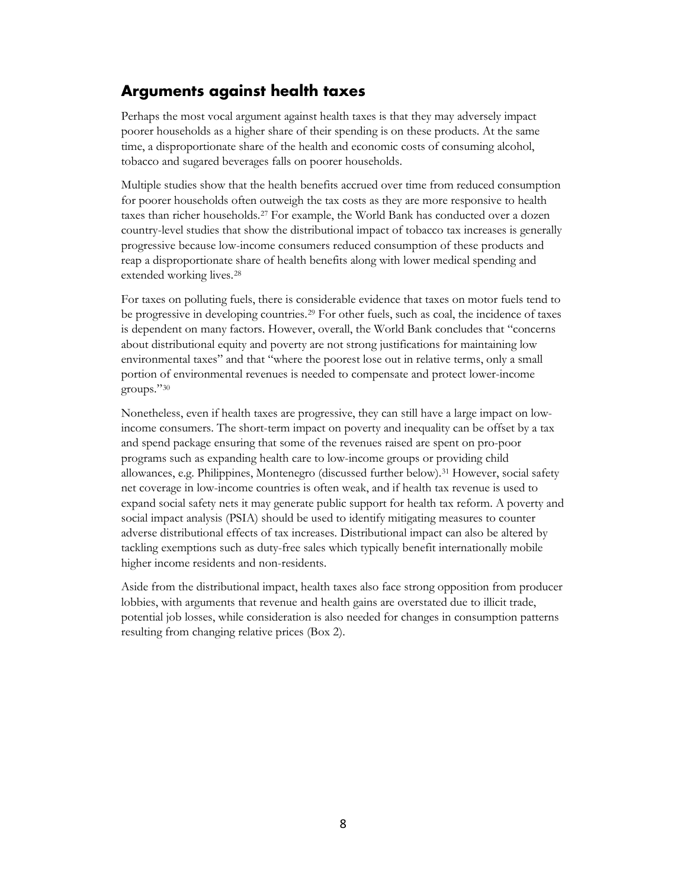## Arguments against health taxes

Perhaps the most vocal argument against health taxes is that they may adversely impact poorer households as a higher share of their spending is on these products. At the same time, a disproportionate share of the health and economic costs of consuming alcohol, tobacco and sugared beverages falls on poorer households.

Multiple studies show that the health benefits accrued over time from reduced consumption for poorer households often outweigh the tax costs as they are more responsive to health taxes than richer households.[27] For example, the World Bank has conducted over a dozen country-level studies that show the distributional impact of tobacco tax increases is generally progressive because low-income consumers reduced consumption of these products and reap a disproportionate share of health benefits along with lower medical spending and extended working lives.[28]

For taxes on polluting fuels, there is considerable evidence that taxes on motor fuels tend to be progressive in developing countries.[29] For other fuels, such as coal, the incidence of taxes is dependent on many factors. However, overall, the World Bank concludes that "concerns about distributional equity and poverty are not strong justifications for maintaining low environmental taxes" and that "where the poorest lose out in relative terms, only a small portion of environmental revenues is needed to compensate and protect lower-income groups."[30]

Nonetheless, even if health taxes are progressive, they can still have a large impact on low-income consumers. The short-term impact on poverty and inequality can be offset by a tax and spend package ensuring that some of the revenues raised are spent on pro-poor programs such as expanding health care to low-income groups or providing child allowances, e.g. Philippines, Montenegro (discussed further below).[31] However, social safety net coverage in low-income countries is often weak, and if health tax revenue is used to expand social safety nets it may generate public support for health tax reform. A poverty and social impact analysis (PSIA) should be used to identify mitigating measures to counter adverse distributional effects of tax increases. Distributional impact can also be altered by tackling exemptions such as duty-free sales which typically benefit internationally mobile higher income residents and non-residents.

Aside from the distributional impact, health taxes also face strong opposition from producer lobbies, with arguments that revenue and health gains are overstated due to illicit trade, potential job losses, while consideration is also needed for changes in consumption patterns resulting from changing relative prices (Box 2).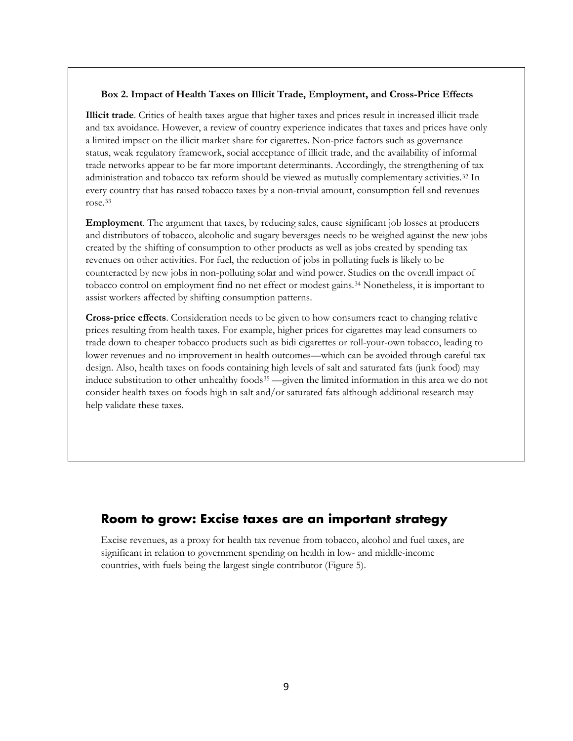**Box 2. Impact of Health Taxes on Illicit Trade, Employment, and Cross-Price Effects**

**Illicit trade**. Critics of health taxes argue that higher taxes and prices result in increased illicit trade and tax avoidance. However, a review of country experience indicates that taxes and prices have only a limited impact on the illicit market share for cigarettes. Non-price factors such as governance status, weak regulatory framework, social acceptance of illicit trade, and the availability of informal trade networks appear to be far more important determinants. Accordingly, the strengthening of tax administration and tobacco tax reform should be viewed as mutually complementary activities.[32] In every country that has raised tobacco taxes by a non-trivial amount, consumption fell and revenues rose.[33]

**Employment**. The argument that taxes, by reducing sales, cause significant job losses at producers and distributors of tobacco, alcoholic and sugary beverages needs to be weighed against the new jobs created by the shifting of consumption to other products as well as jobs created by spending tax revenues on other activities. For fuel, the reduction of jobs in polluting fuels is likely to be counteracted by new jobs in non-polluting solar and wind power. Studies on the overall impact of tobacco control on employment find no net effect or modest gains.[34] Nonetheless, it is important to assist workers affected by shifting consumption patterns.

**Cross-price effects**. Consideration needs to be given to how consumers react to changing relative prices resulting from health taxes. For example, higher prices for cigarettes may lead consumers to trade down to cheaper tobacco products such as bidi cigarettes or roll-your-own tobacco, leading to lower revenues and no improvement in health outcomes—which can be avoided through careful tax design. Also, health taxes on foods containing high levels of salt and saturated fats (junk food) may induce substitution to other unhealthy foods[35] —given the limited information in this area we do not consider health taxes on foods high in salt and/or saturated fats although additional research may help validate these taxes.

## Room to grow: Excise taxes are an important strategy

Excise revenues, as a proxy for health tax revenue from tobacco, alcohol and fuel taxes, are significant in relation to government spending on health in low- and middle-income countries, with fuels being the largest single contributor (Figure 5).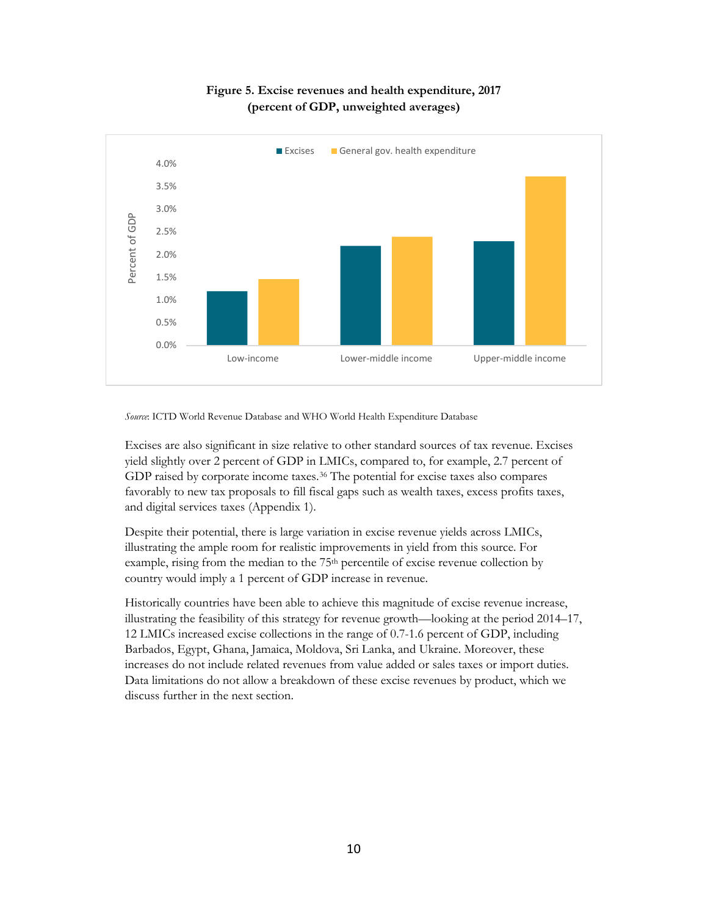**Figure 5. Excise revenues and health expenditure, 2017 (percent of GDP, unweighted averages)**

*Source*: ICTD World Revenue Database and WHO World Health Expenditure Database

Excises are also significant in size relative to other standard sources of tax revenue. Excises yield slightly over 2 percent of GDP in LMICs, compared to, for example, 2.7 percent of GDP raised by corporate income taxes.[36] The potential for excise taxes also compares favorably to new tax proposals to fill fiscal gaps such as wealth taxes, excess profits taxes, and digital services taxes (Appendix 1).

Despite their potential, there is large variation in excise revenue yields across LMICs, illustrating the ample room for realistic improvements in yield from this source. For example, rising from the median to the 75th percentile of excise revenue collection by country would imply a 1 percent of GDP increase in revenue.

Historically countries have been able to achieve this magnitude of excise revenue increase, illustrating the feasibility of this strategy for revenue growth—looking at the period 2014–17, 12 LMICs increased excise collections in the range of 0.7-1.6 percent of GDP, including Barbados, Egypt, Ghana, Jamaica, Moldova, Sri Lanka, and Ukraine. Moreover, these increases do not include related revenues from value added or sales taxes or import duties. Data limitations do not allow a breakdown of these excise revenues by product, which we discuss further in the next section.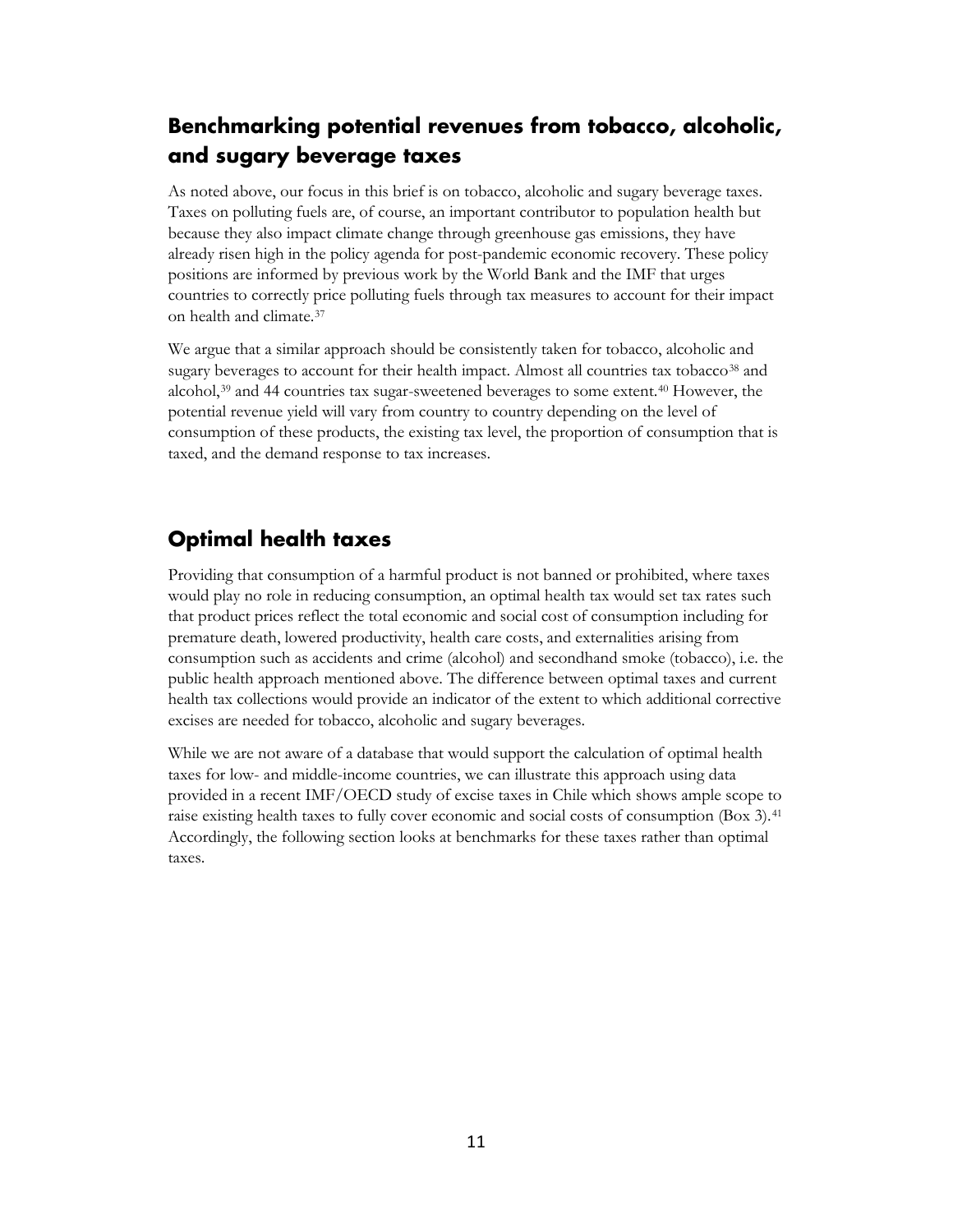## Benchmarking potential revenues from tobacco, alcoholic, and sugary beverage taxes

As noted above, our focus in this brief is on tobacco, alcoholic and sugary beverage taxes. Taxes on polluting fuels are, of course, an important contributor to population health but because they also impact climate change through greenhouse gas emissions, they have already risen high in the policy agenda for post-pandemic economic recovery. These policy positions are informed by previous work by the World Bank and the IMF that urges countries to correctly price polluting fuels through tax measures to account for their impact on health and climate.[37]

We argue that a similar approach should be consistently taken for tobacco, alcoholic and sugary beverages to account for their health impact. Almost all countries tax tobacco[38] and alcohol,[39] and 44 countries tax sugar-sweetened beverages to some extent.[40] However, the potential revenue yield will vary from country to country depending on the level of consumption of these products, the existing tax level, the proportion of consumption that is taxed, and the demand response to tax increases.

## Optimal health taxes

Providing that consumption of a harmful product is not banned or prohibited, where taxes would play no role in reducing consumption, an optimal health tax would set tax rates such that product prices reflect the total economic and social cost of consumption including for premature death, lowered productivity, health care costs, and externalities arising from consumption such as accidents and crime (alcohol) and secondhand smoke (tobacco), i.e. the public health approach mentioned above. The difference between optimal taxes and current health tax collections would provide an indicator of the extent to which additional corrective excises are needed for tobacco, alcoholic and sugary beverages.

While we are not aware of a database that would support the calculation of optimal health taxes for low- and middle-income countries, we can illustrate this approach using data provided in a recent IMF/OECD study of excise taxes in Chile which shows ample scope to raise existing health taxes to fully cover economic and social costs of consumption (Box 3).[41] Accordingly, the following section looks at benchmarks for these taxes rather than optimal taxes.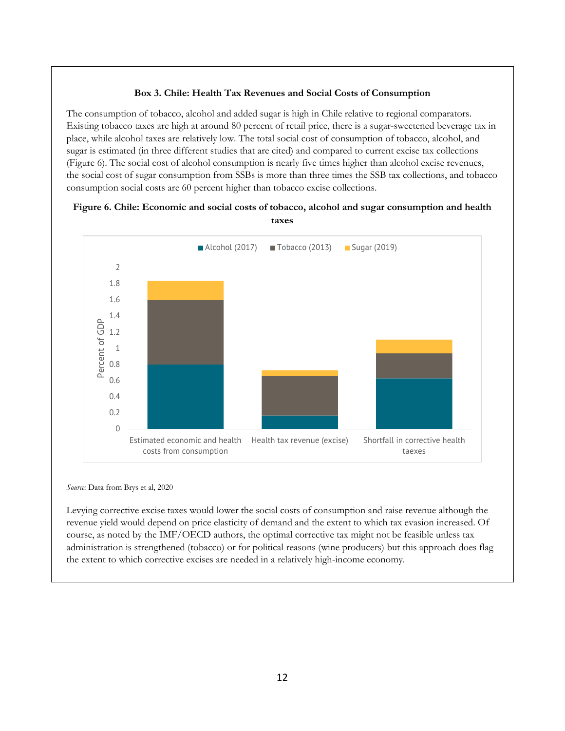**Box 3. Chile: Health Tax Revenues and Social Costs of Consumption**

The consumption of tobacco, alcohol and added sugar is high in Chile relative to regional comparators. Existing tobacco taxes are high at around 80 percent of retail price, there is a sugar-sweetened beverage tax in place, while alcohol taxes are relatively low. The total social cost of consumption of tobacco, alcohol, and sugar is estimated (in three different studies that are cited) and compared to current excise tax collections (Figure 6). The social cost of alcohol consumption is nearly five times higher than alcohol excise revenues, the social cost of sugar consumption from SSBs is more than three times the SSB tax collections, and tobacco consumption social costs are 60 percent higher than tobacco excise collections.

**Figure 6. Chile: Economic and social costs of tobacco, alcohol and sugar consumption and health taxes**

*Source:* Data from Brys et al, 2020

Levying corrective excise taxes would lower the social costs of consumption and raise revenue although the revenue yield would depend on price elasticity of demand and the extent to which tax evasion increased. Of course, as noted by the IMF/OECD authors, the optimal corrective tax might not be feasible unless tax administration is strengthened (tobacco) or for political reasons (wine producers) but this approach does flag the extent to which corrective excises are needed in a relatively high-income economy.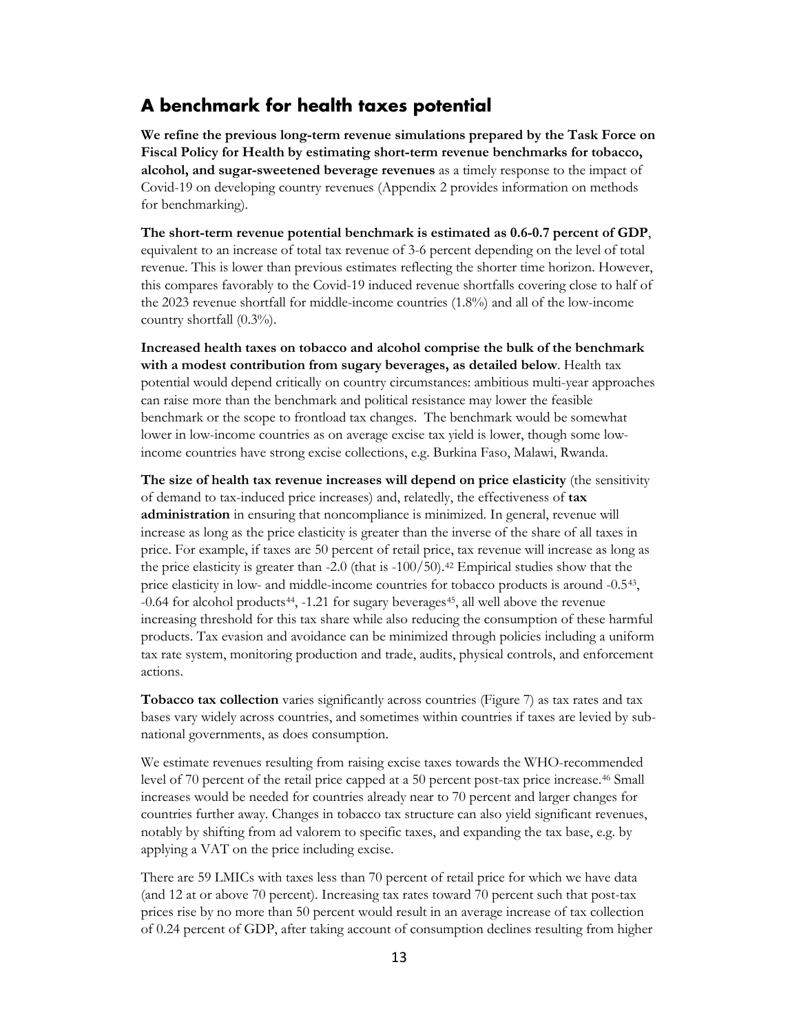## A benchmark for health taxes potential

**We refine the previous long-term revenue simulations prepared by the Task Force on Fiscal Policy for Health by estimating short-term revenue benchmarks for tobacco, alcohol, and sugar-sweetened beverage revenues** as a timely response to the impact of Covid-19 on developing country revenues (Appendix 2 provides information on methods for benchmarking).

**The short-term revenue potential benchmark is estimated as 0.6-0.7 percent of GDP**, equivalent to an increase of total tax revenue of 3-6 percent depending on the level of total revenue. This is lower than previous estimates reflecting the shorter time horizon. However, this compares favorably to the Covid-19 induced revenue shortfalls covering close to half of the 2023 revenue shortfall for middle-income countries (1.8%) and all of the low-income country shortfall (0.3%).

**Increased health taxes on tobacco and alcohol comprise the bulk of the benchmark with a modest contribution from sugary beverages, as detailed below**. Health tax potential would depend critically on country circumstances: ambitious multi-year approaches can raise more than the benchmark and political resistance may lower the feasible benchmark or the scope to frontload tax changes. The benchmark would be somewhat lower in low-income countries as on average excise tax yield is lower, though some low-income countries have strong excise collections, e.g. Burkina Faso, Malawi, Rwanda.

**The size of health tax revenue increases will depend on price elasticity** (the sensitivity of demand to tax-induced price increases) and, relatedly, the effectiveness of **tax administration** in ensuring that noncompliance is minimized. In general, revenue will increase as long as the price elasticity is greater than the inverse of the share of all taxes in price. For example, if taxes are 50 percent of retail price, tax revenue will increase as long as the price elasticity is greater than -2.0 (that is -100/50).[42] Empirical studies show that the price elasticity in low- and middle-income countries for tobacco products is around -0.5[43], -0.64 for alcohol products[44], -1.21 for sugary beverages[45], all well above the revenue increasing threshold for this tax share while also reducing the consumption of these harmful products. Tax evasion and avoidance can be minimized through policies including a uniform tax rate system, monitoring production and trade, audits, physical controls, and enforcement actions.

**Tobacco tax collection** varies significantly across countries (Figure 7) as tax rates and tax bases vary widely across countries, and sometimes within countries if taxes are levied by sub-national governments, as does consumption.

We estimate revenues resulting from raising excise taxes towards the WHO-recommended level of 70 percent of the retail price capped at a 50 percent post-tax price increase.[46] Small increases would be needed for countries already near to 70 percent and larger changes for countries further away. Changes in tobacco tax structure can also yield significant revenues, notably by shifting from ad valorem to specific taxes, and expanding the tax base, e.g. by applying a VAT on the price including excise.

There are 59 LMICs with taxes less than 70 percent of retail price for which we have data (and 12 at or above 70 percent). Increasing tax rates toward 70 percent such that post-tax prices rise by no more than 50 percent would result in an average increase of tax collection of 0.24 percent of GDP, after taking account of consumption declines resulting from higher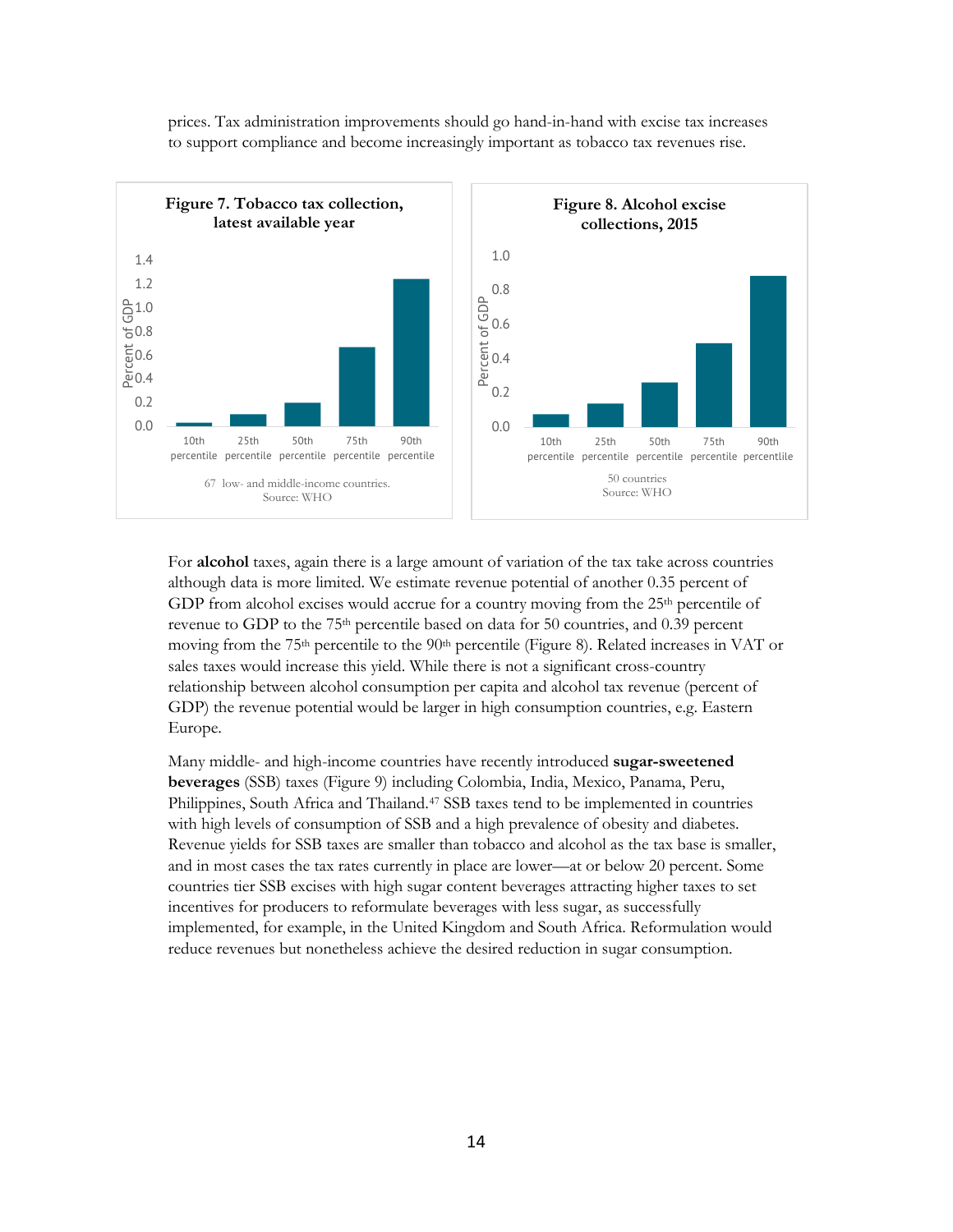prices. Tax administration improvements should go hand-in-hand with excise tax increases to support compliance and become increasingly important as tobacco tax revenues rise.

**Figure 7. Tobacco tax collection, latest available year**

67 low- and middle-income countries.
Source: WHO

**Figure 8. Alcohol excise collections, 2015**

50 countries
Source: WHO

For **alcohol** taxes, again there is a large amount of variation of the tax take across countries although data is more limited. We estimate revenue potential of another 0.35 percent of GDP from alcohol excises would accrue for a country moving from the 25th percentile of revenue to GDP to the 75th percentile based on data for 50 countries, and 0.39 percent moving from the 75th percentile to the 90th percentile (Figure 8). Related increases in VAT or sales taxes would increase this yield. While there is not a significant cross-country relationship between alcohol consumption per capita and alcohol tax revenue (percent of GDP) the revenue potential would be larger in high consumption countries, e.g. Eastern Europe.

Many middle- and high-income countries have recently introduced **sugar-sweetened beverages** (SSB) taxes (Figure 9) including Colombia, India, Mexico, Panama, Peru, Philippines, South Africa and Thailand.[47] SSB taxes tend to be implemented in countries with high levels of consumption of SSB and a high prevalence of obesity and diabetes. Revenue yields for SSB taxes are smaller than tobacco and alcohol as the tax base is smaller, and in most cases the tax rates currently in place are lower—at or below 20 percent. Some countries tier SSB excises with high sugar content beverages attracting higher taxes to set incentives for producers to reformulate beverages with less sugar, as successfully implemented, for example, in the United Kingdom and South Africa. Reformulation would reduce revenues but nonetheless achieve the desired reduction in sugar consumption.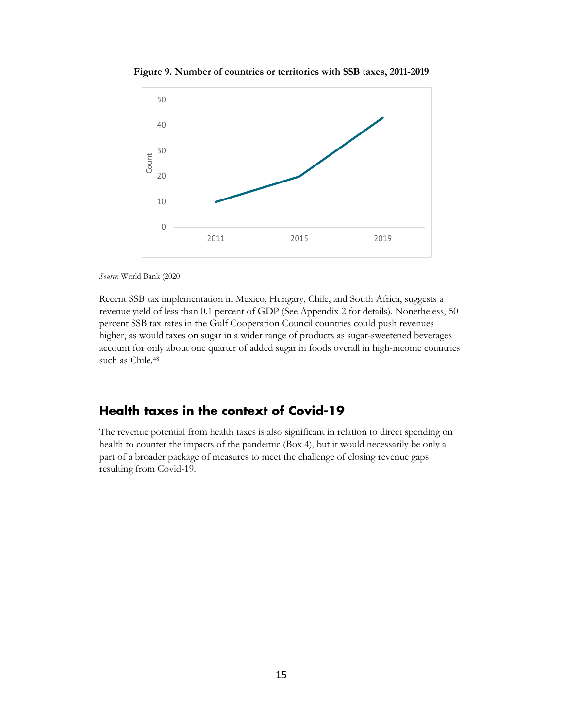**Figure 9. Number of countries or territories with SSB taxes, 2011-2019**

*Source*: World Bank (2020

Recent SSB tax implementation in Mexico, Hungary, Chile, and South Africa, suggests a revenue yield of less than 0.1 percent of GDP (See Appendix 2 for details). Nonetheless, 50 percent SSB tax rates in the Gulf Cooperation Council countries could push revenues higher, as would taxes on sugar in a wider range of products as sugar-sweetened beverages account for only about one quarter of added sugar in foods overall in high-income countries such as Chile.[48]

## Health taxes in the context of Covid-19

The revenue potential from health taxes is also significant in relation to direct spending on health to counter the impacts of the pandemic (Box 4), but it would necessarily be only a part of a broader package of measures to meet the challenge of closing revenue gaps resulting from Covid-19.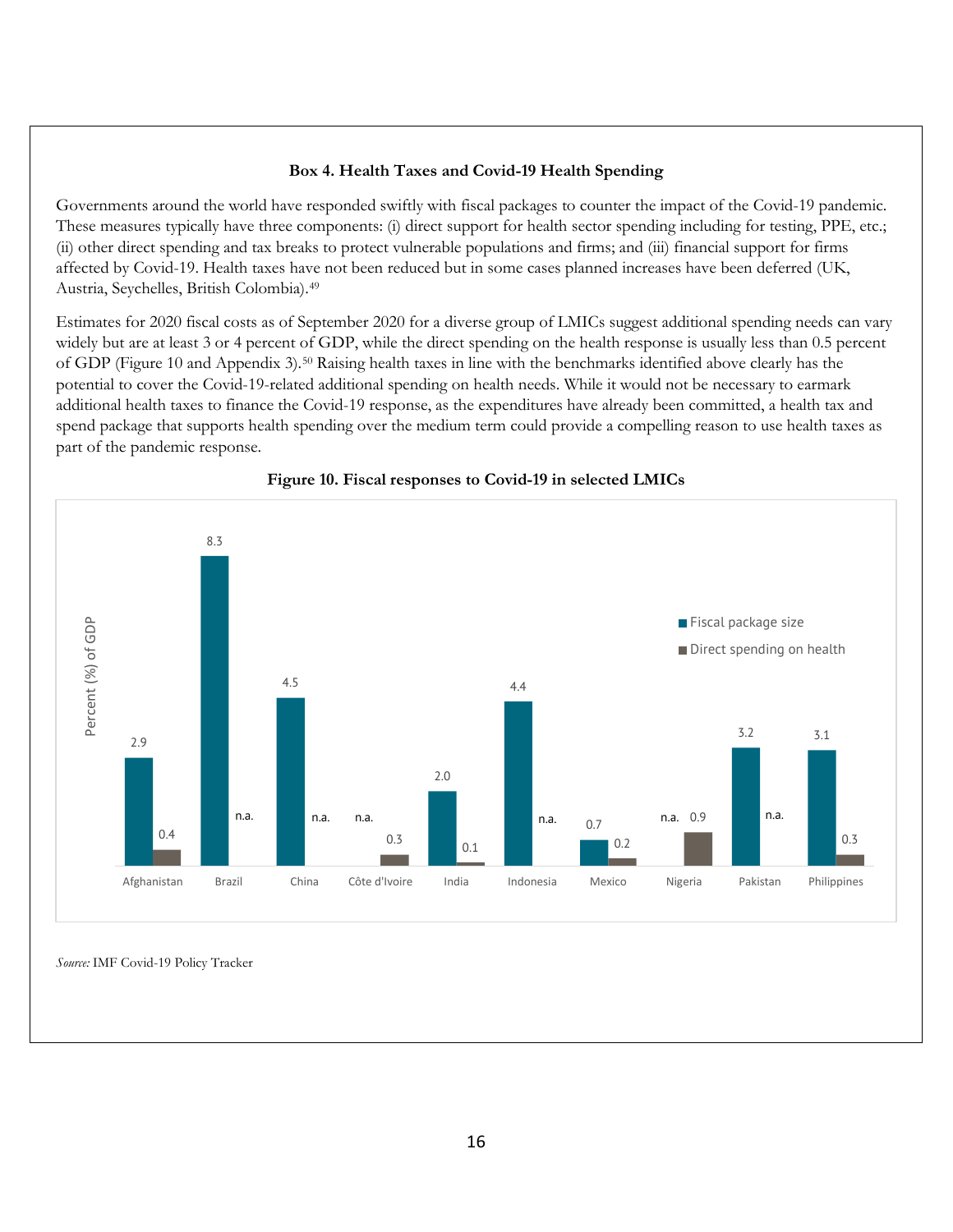### Box 4. Health Taxes and Covid-19 Health Spending

Governments around the world have responded swiftly with fiscal packages to counter the impact of the Covid-19 pandemic. These measures typically have three components: (i) direct support for health sector spending including for testing, PPE, etc.; (ii) other direct spending and tax breaks to protect vulnerable populations and firms; and (iii) financial support for firms affected by Covid-19. Health taxes have not been reduced but in some cases planned increases have been deferred (UK, Austria, Seychelles, British Colombia).[49]

Estimates for 2020 fiscal costs as of September 2020 for a diverse group of LMICs suggest additional spending needs can vary widely but are at least 3 or 4 percent of GDP, while the direct spending on the health response is usually less than 0.5 percent of GDP (Figure 10 and Appendix 3).[50] Raising health taxes in line with the benchmarks identified above clearly has the potential to cover the Covid-19-related additional spending on health needs. While it would not be necessary to earmark additional health taxes to finance the Covid-19 response, as the expenditures have already been committed, a health tax and spend package that supports health spending over the medium term could provide a compelling reason to use health taxes as part of the pandemic response.

**Figure 10. Fiscal responses to Covid-19 in selected LMICs**

| Country | Fiscal package size (% of GDP) | Direct spending on health (% of GDP) |
|---|---|---|
| Afghanistan | 2.9 | 0.4 |
| Brazil | 8.3 | n.a. |
| China | 4.5 | n.a. |
| Côte d'Ivoire | n.a. | 0.3 |
| India | 2.0 | 0.1 |
| Indonesia | 4.4 | n.a. |
| Mexico | 0.7 | 0.2 |
| Nigeria | n.a. | 0.9 |
| Pakistan | 3.2 | n.a. |
| Philippines | 3.1 | 0.3 |

*Source:* IMF Covid-19 Policy Tracker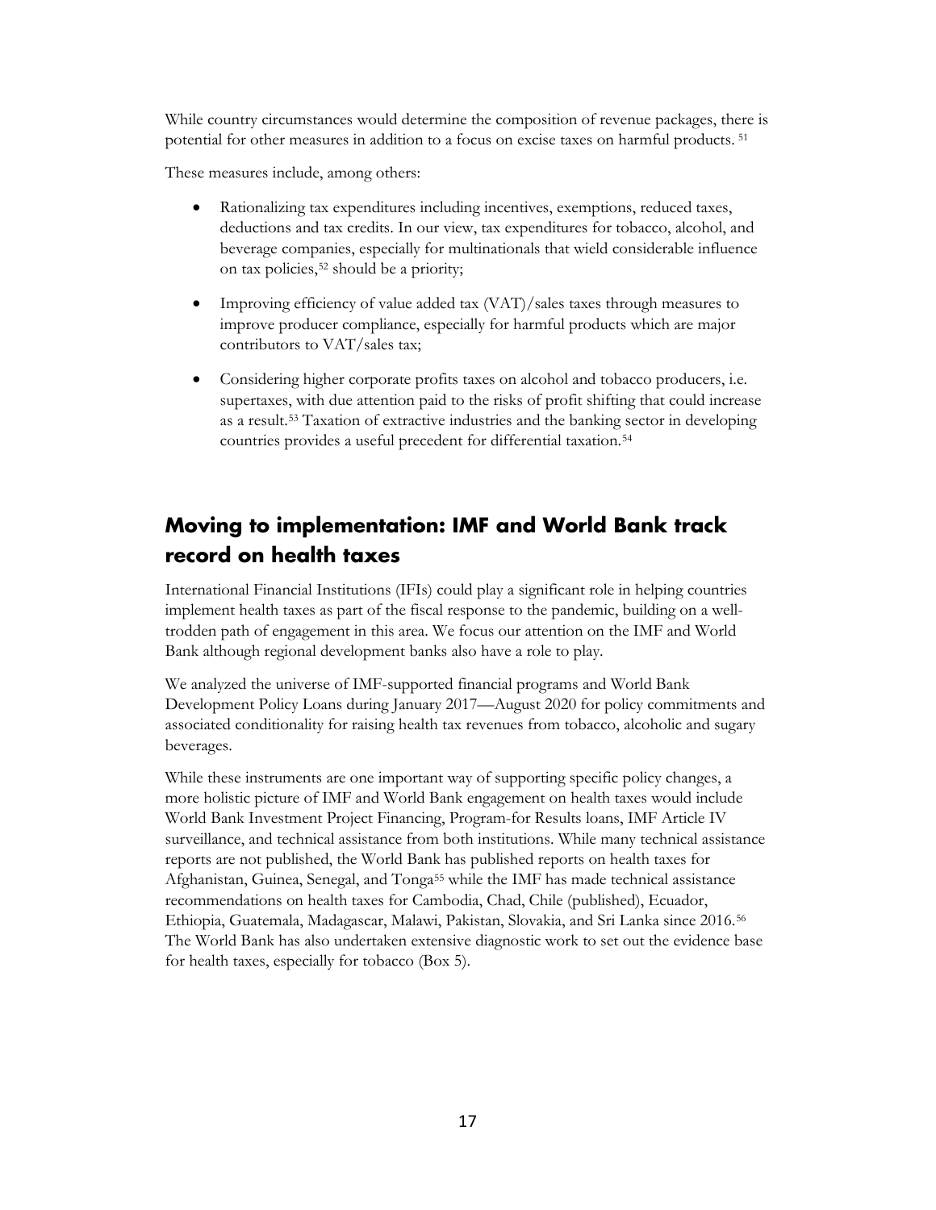While country circumstances would determine the composition of revenue packages, there is potential for other measures in addition to a focus on excise taxes on harmful products. [51]

These measures include, among others:

- Rationalizing tax expenditures including incentives, exemptions, reduced taxes, deductions and tax credits. In our view, tax expenditures for tobacco, alcohol, and beverage companies, especially for multinationals that wield considerable influence on tax policies,[52] should be a priority;
- Improving efficiency of value added tax (VAT)/sales taxes through measures to improve producer compliance, especially for harmful products which are major contributors to VAT/sales tax;
- Considering higher corporate profits taxes on alcohol and tobacco producers, i.e. supertaxes, with due attention paid to the risks of profit shifting that could increase as a result.[53] Taxation of extractive industries and the banking sector in developing countries provides a useful precedent for differential taxation.[54]

## Moving to implementation: IMF and World Bank track record on health taxes

International Financial Institutions (IFIs) could play a significant role in helping countries implement health taxes as part of the fiscal response to the pandemic, building on a well-trodden path of engagement in this area. We focus our attention on the IMF and World Bank although regional development banks also have a role to play.

We analyzed the universe of IMF-supported financial programs and World Bank Development Policy Loans during January 2017—August 2020 for policy commitments and associated conditionality for raising health tax revenues from tobacco, alcoholic and sugary beverages.

While these instruments are one important way of supporting specific policy changes, a more holistic picture of IMF and World Bank engagement on health taxes would include World Bank Investment Project Financing, Program-for Results loans, IMF Article IV surveillance, and technical assistance from both institutions. While many technical assistance reports are not published, the World Bank has published reports on health taxes for Afghanistan, Guinea, Senegal, and Tonga[55] while the IMF has made technical assistance recommendations on health taxes for Cambodia, Chad, Chile (published), Ecuador, Ethiopia, Guatemala, Madagascar, Malawi, Pakistan, Slovakia, and Sri Lanka since 2016.[56] The World Bank has also undertaken extensive diagnostic work to set out the evidence base for health taxes, especially for tobacco (Box 5).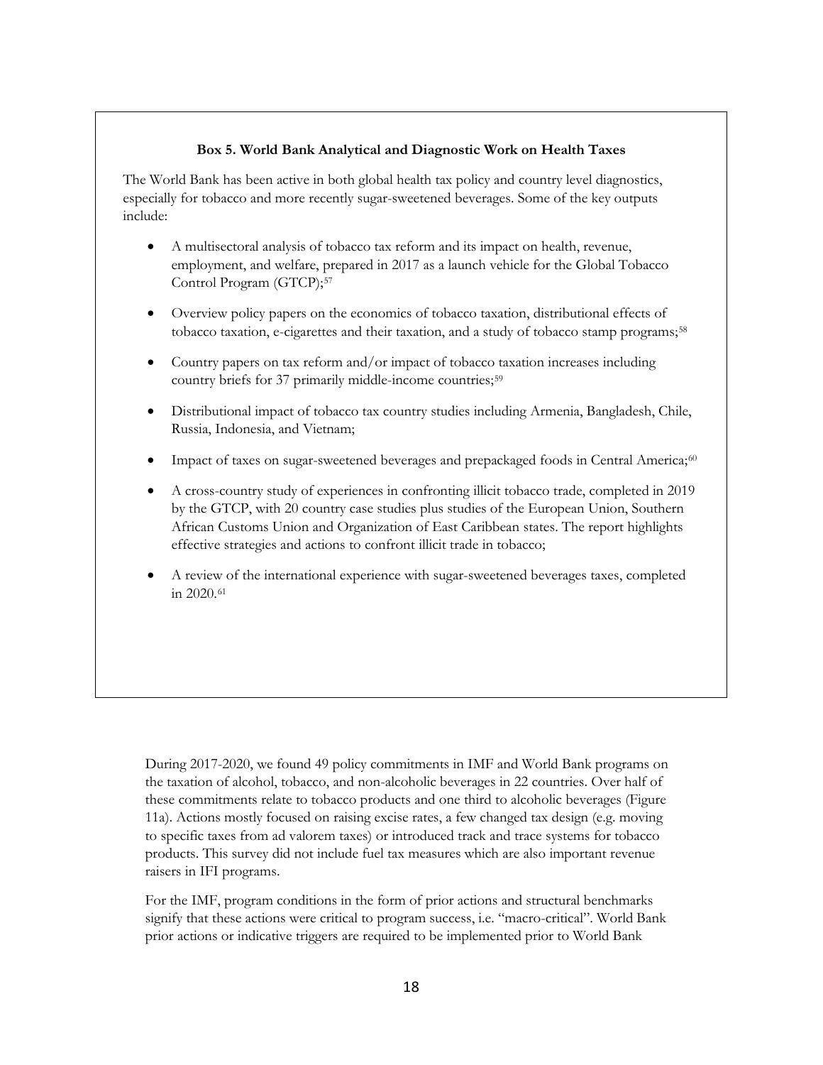**Box 5. World Bank Analytical and Diagnostic Work on Health Taxes**

The World Bank has been active in both global health tax policy and country level diagnostics, especially for tobacco and more recently sugar-sweetened beverages. Some of the key outputs include:

- A multisectoral analysis of tobacco tax reform and its impact on health, revenue, employment, and welfare, prepared in 2017 as a launch vehicle for the Global Tobacco Control Program (GTCP);[57]
- Overview policy papers on the economics of tobacco taxation, distributional effects of tobacco taxation, e-cigarettes and their taxation, and a study of tobacco stamp programs;[58]
- Country papers on tax reform and/or impact of tobacco taxation increases including country briefs for 37 primarily middle-income countries;[59]
- Distributional impact of tobacco tax country studies including Armenia, Bangladesh, Chile, Russia, Indonesia, and Vietnam;
- Impact of taxes on sugar-sweetened beverages and prepackaged foods in Central America;[60]
- A cross-country study of experiences in confronting illicit tobacco trade, completed in 2019 by the GTCP, with 20 country case studies plus studies of the European Union, Southern African Customs Union and Organization of East Caribbean states. The report highlights effective strategies and actions to confront illicit trade in tobacco;
- A review of the international experience with sugar-sweetened beverages taxes, completed in 2020.[61]

During 2017-2020, we found 49 policy commitments in IMF and World Bank programs on the taxation of alcohol, tobacco, and non-alcoholic beverages in 22 countries. Over half of these commitments relate to tobacco products and one third to alcoholic beverages (Figure 11a). Actions mostly focused on raising excise rates, a few changed tax design (e.g. moving to specific taxes from ad valorem taxes) or introduced track and trace systems for tobacco products. This survey did not include fuel tax measures which are also important revenue raisers in IFI programs.

For the IMF, program conditions in the form of prior actions and structural benchmarks signify that these actions were critical to program success, i.e. "macro-critical". World Bank prior actions or indicative triggers are required to be implemented prior to World Bank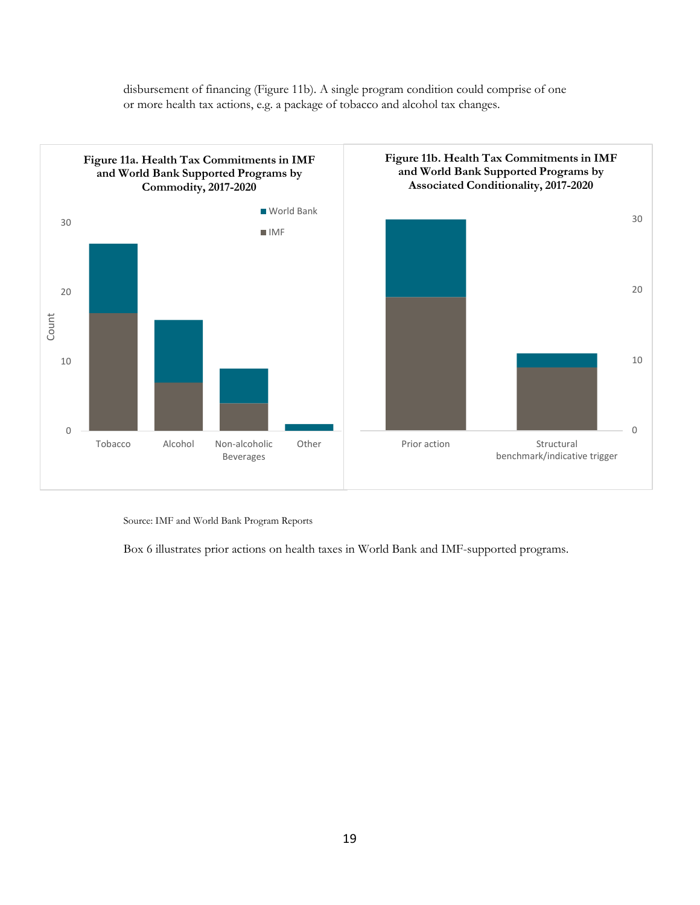disbursement of financing (Figure 11b). A single program condition could comprise of one or more health tax actions, e.g. a package of tobacco and alcohol tax changes.

**Figure 11a. Health Tax Commitments in IMF and World Bank Supported Programs by Commodity, 2017-2020**

**Figure 11b. Health Tax Commitments in IMF and World Bank Supported Programs by Associated Conditionality, 2017-2020**

Source: IMF and World Bank Program Reports

Box 6 illustrates prior actions on health taxes in World Bank and IMF-supported programs.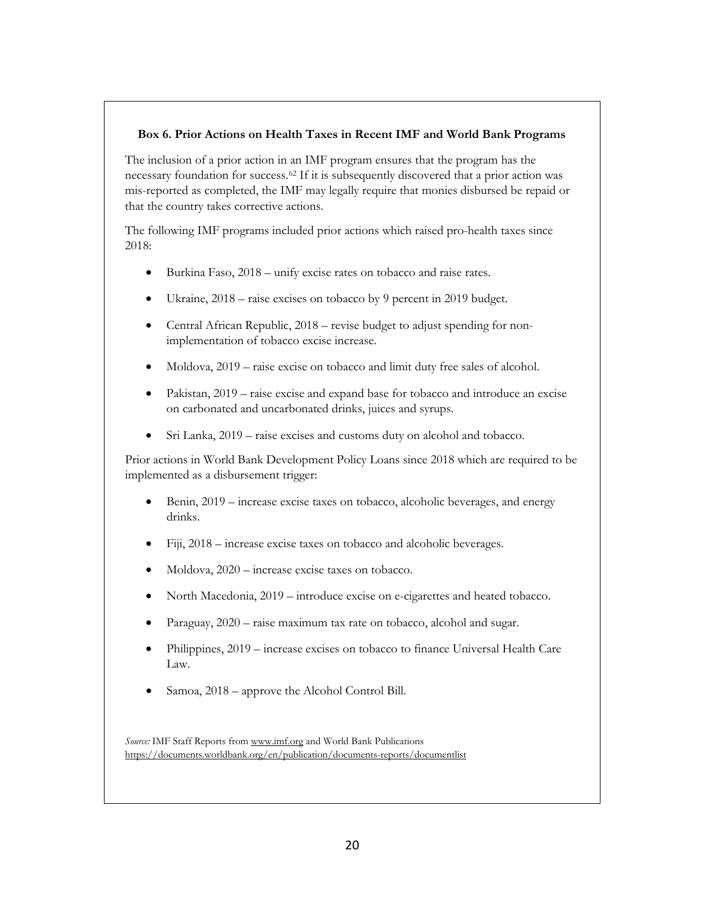**Box 6. Prior Actions on Health Taxes in Recent IMF and World Bank Programs**

The inclusion of a prior action in an IMF program ensures that the program has the necessary foundation for success.[62] If it is subsequently discovered that a prior action was mis-reported as completed, the IMF may legally require that monies disbursed be repaid or that the country takes corrective actions.

The following IMF programs included prior actions which raised pro-health taxes since 2018:

- Burkina Faso, 2018 – unify excise rates on tobacco and raise rates.
- Ukraine, 2018 – raise excises on tobacco by 9 percent in 2019 budget.
- Central African Republic, 2018 – revise budget to adjust spending for non-implementation of tobacco excise increase.
- Moldova, 2019 – raise excise on tobacco and limit duty free sales of alcohol.
- Pakistan, 2019 – raise excise and expand base for tobacco and introduce an excise on carbonated and uncarbonated drinks, juices and syrups.
- Sri Lanka, 2019 – raise excises and customs duty on alcohol and tobacco.

Prior actions in World Bank Development Policy Loans since 2018 which are required to be implemented as a disbursement trigger:

- Benin, 2019 – increase excise taxes on tobacco, alcoholic beverages, and energy drinks.
- Fiji, 2018 – increase excise taxes on tobacco and alcoholic beverages.
- Moldova, 2020 – increase excise taxes on tobacco.
- North Macedonia, 2019 – introduce excise on e-cigarettes and heated tobacco.
- Paraguay, 2020 – raise maximum tax rate on tobacco, alcohol and sugar.
- Philippines, 2019 – increase excises on tobacco to finance Universal Health Care Law.
- Samoa, 2018 – approve the Alcohol Control Bill.

*Source:* IMF Staff Reports from www.imf.org and World Bank Publications https://documents.worldbank.org/en/publication/documents-reports/documentlist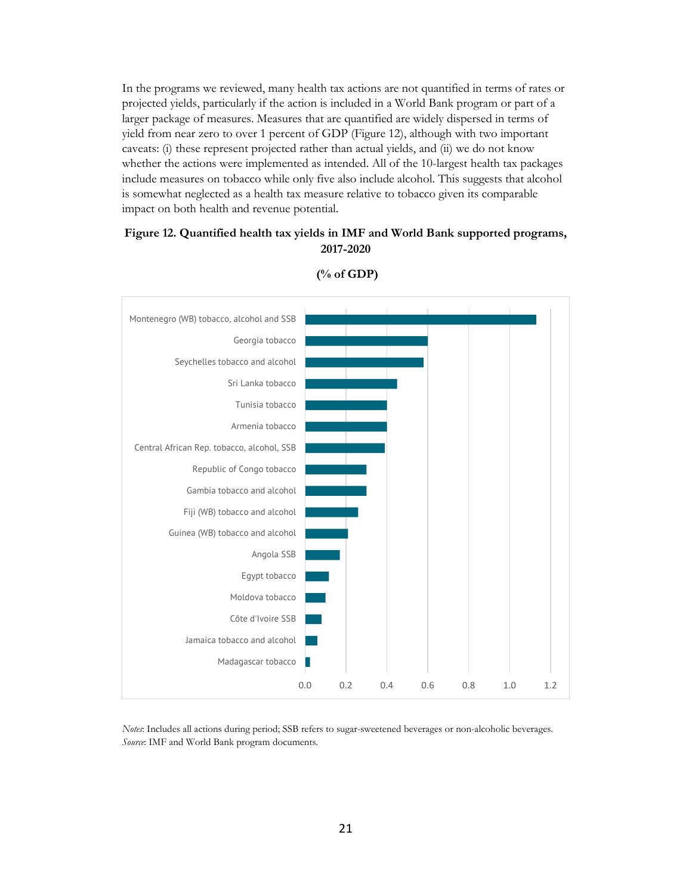In the programs we reviewed, many health tax actions are not quantified in terms of rates or projected yields, particularly if the action is included in a World Bank program or part of a larger package of measures. Measures that are quantified are widely dispersed in terms of yield from near zero to over 1 percent of GDP (Figure 12), although with two important caveats: (i) these represent projected rather than actual yields, and (ii) we do not know whether the actions were implemented as intended. All of the 10-largest health tax packages include measures on tobacco while only five also include alcohol. This suggests that alcohol is somewhat neglected as a health tax measure relative to tobacco given its comparable impact on both health and revenue potential.

**Figure 12. Quantified health tax yields in IMF and World Bank supported programs, 2017-2020**

**(% of GDP)**

| Program | % of GDP |
|---|---|
| Montenegro (WB) tobacco, alcohol and SSB | ~1.13 |
| Georgia tobacco | ~0.60 |
| Seychelles tobacco and alcohol | ~0.58 |
| Sri Lanka tobacco | ~0.45 |
| Tunisia tobacco | ~0.40 |
| Armenia tobacco | ~0.40 |
| Central African Rep. tobacco, alcohol, SSB | ~0.39 |
| Republic of Congo tobacco | ~0.30 |
| Gambia tobacco and alcohol | ~0.30 |
| Fiji (WB) tobacco and alcohol | ~0.26 |
| Guinea (WB) tobacco and alcohol | ~0.21 |
| Angola SSB | ~0.17 |
| Egypt tobacco | ~0.12 |
| Moldova tobacco | ~0.10 |
| Côte d'Ivoire SSB | ~0.08 |
| Jamaica tobacco and alcohol | ~0.06 |
| Madagascar tobacco | ~0.02 |

*Notes*: Includes all actions during period; SSB refers to sugar-sweetened beverages or non-alcoholic beverages.
*Source*: IMF and World Bank program documents.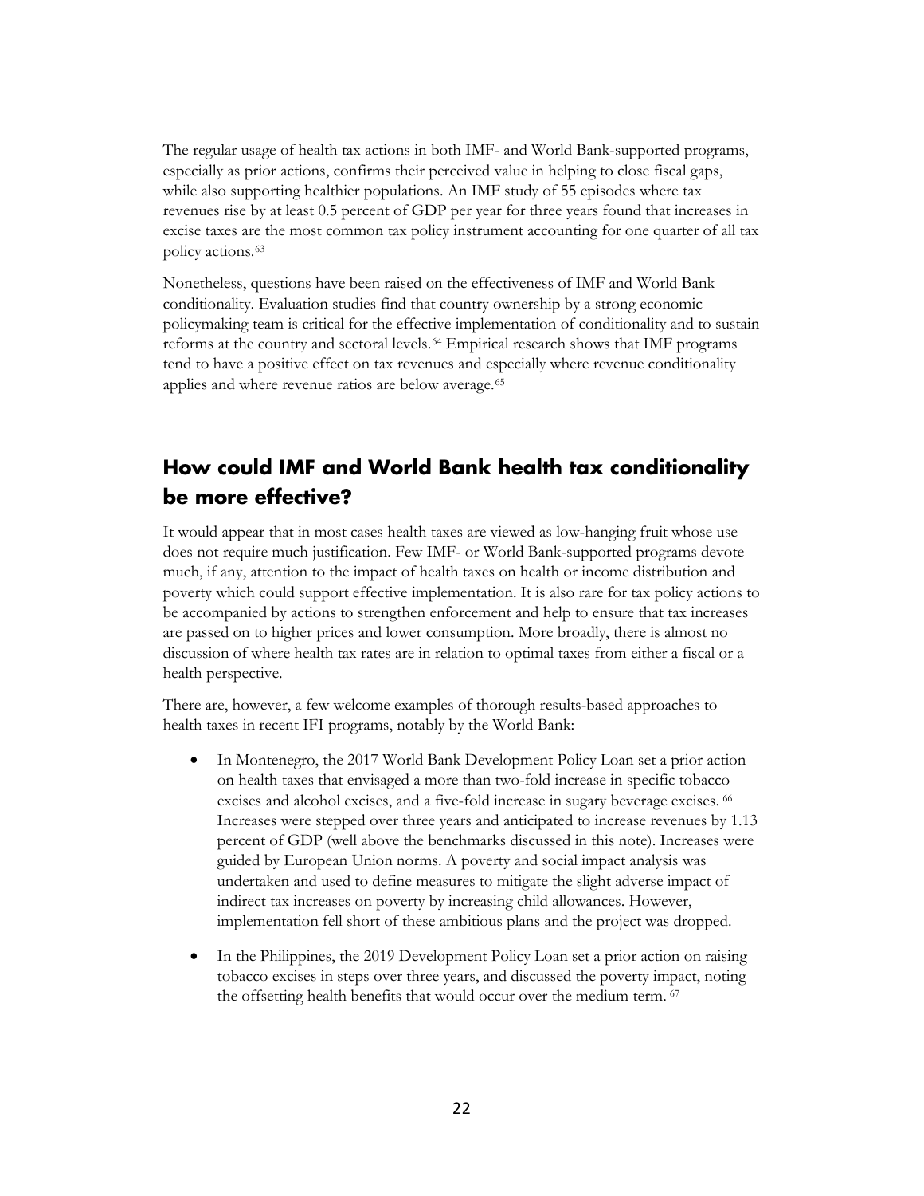The regular usage of health tax actions in both IMF- and World Bank-supported programs, especially as prior actions, confirms their perceived value in helping to close fiscal gaps, while also supporting healthier populations. An IMF study of 55 episodes where tax revenues rise by at least 0.5 percent of GDP per year for three years found that increases in excise taxes are the most common tax policy instrument accounting for one quarter of all tax policy actions.[63]

Nonetheless, questions have been raised on the effectiveness of IMF and World Bank conditionality. Evaluation studies find that country ownership by a strong economic policymaking team is critical for the effective implementation of conditionality and to sustain reforms at the country and sectoral levels.[64] Empirical research shows that IMF programs tend to have a positive effect on tax revenues and especially where revenue conditionality applies and where revenue ratios are below average.[65]

## How could IMF and World Bank health tax conditionality be more effective?

It would appear that in most cases health taxes are viewed as low-hanging fruit whose use does not require much justification. Few IMF- or World Bank-supported programs devote much, if any, attention to the impact of health taxes on health or income distribution and poverty which could support effective implementation. It is also rare for tax policy actions to be accompanied by actions to strengthen enforcement and help to ensure that tax increases are passed on to higher prices and lower consumption. More broadly, there is almost no discussion of where health tax rates are in relation to optimal taxes from either a fiscal or a health perspective.

There are, however, a few welcome examples of thorough results-based approaches to health taxes in recent IFI programs, notably by the World Bank:

- In Montenegro, the 2017 World Bank Development Policy Loan set a prior action on health taxes that envisaged a more than two-fold increase in specific tobacco excises and alcohol excises, and a five-fold increase in sugary beverage excises.[66] Increases were stepped over three years and anticipated to increase revenues by 1.13 percent of GDP (well above the benchmarks discussed in this note). Increases were guided by European Union norms. A poverty and social impact analysis was undertaken and used to define measures to mitigate the slight adverse impact of indirect tax increases on poverty by increasing child allowances. However, implementation fell short of these ambitious plans and the project was dropped.

- In the Philippines, the 2019 Development Policy Loan set a prior action on raising tobacco excises in steps over three years, and discussed the poverty impact, noting the offsetting health benefits that would occur over the medium term.[67]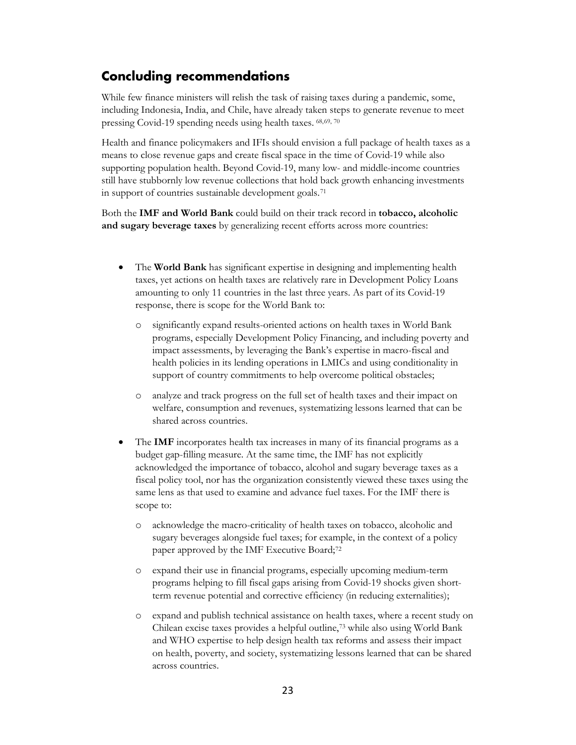## Concluding recommendations

While few finance ministers will relish the task of raising taxes during a pandemic, some, including Indonesia, India, and Chile, have already taken steps to generate revenue to meet pressing Covid-19 spending needs using health taxes. [68,69, 70]

Health and finance policymakers and IFIs should envision a full package of health taxes as a means to close revenue gaps and create fiscal space in the time of Covid-19 while also supporting population health. Beyond Covid-19, many low- and middle-income countries still have stubbornly low revenue collections that hold back growth enhancing investments in support of countries sustainable development goals.[71]

Both the **IMF and World Bank** could build on their track record in **tobacco, alcoholic and sugary beverage taxes** by generalizing recent efforts across more countries:

- The **World Bank** has significant expertise in designing and implementing health taxes, yet actions on health taxes are relatively rare in Development Policy Loans amounting to only 11 countries in the last three years. As part of its Covid-19 response, there is scope for the World Bank to:
  - significantly expand results-oriented actions on health taxes in World Bank programs, especially Development Policy Financing, and including poverty and impact assessments, by leveraging the Bank's expertise in macro-fiscal and health policies in its lending operations in LMICs and using conditionality in support of country commitments to help overcome political obstacles;
  - analyze and track progress on the full set of health taxes and their impact on welfare, consumption and revenues, systematizing lessons learned that can be shared across countries.
- The **IMF** incorporates health tax increases in many of its financial programs as a budget gap-filling measure. At the same time, the IMF has not explicitly acknowledged the importance of tobacco, alcohol and sugary beverage taxes as a fiscal policy tool, nor has the organization consistently viewed these taxes using the same lens as that used to examine and advance fuel taxes. For the IMF there is scope to:
  - acknowledge the macro-criticality of health taxes on tobacco, alcoholic and sugary beverages alongside fuel taxes; for example, in the context of a policy paper approved by the IMF Executive Board;[72]
  - expand their use in financial programs, especially upcoming medium-term programs helping to fill fiscal gaps arising from Covid-19 shocks given short-term revenue potential and corrective efficiency (in reducing externalities);
  - expand and publish technical assistance on health taxes, where a recent study on Chilean excise taxes provides a helpful outline,[73] while also using World Bank and WHO expertise to help design health tax reforms and assess their impact on health, poverty, and society, systematizing lessons learned that can be shared across countries.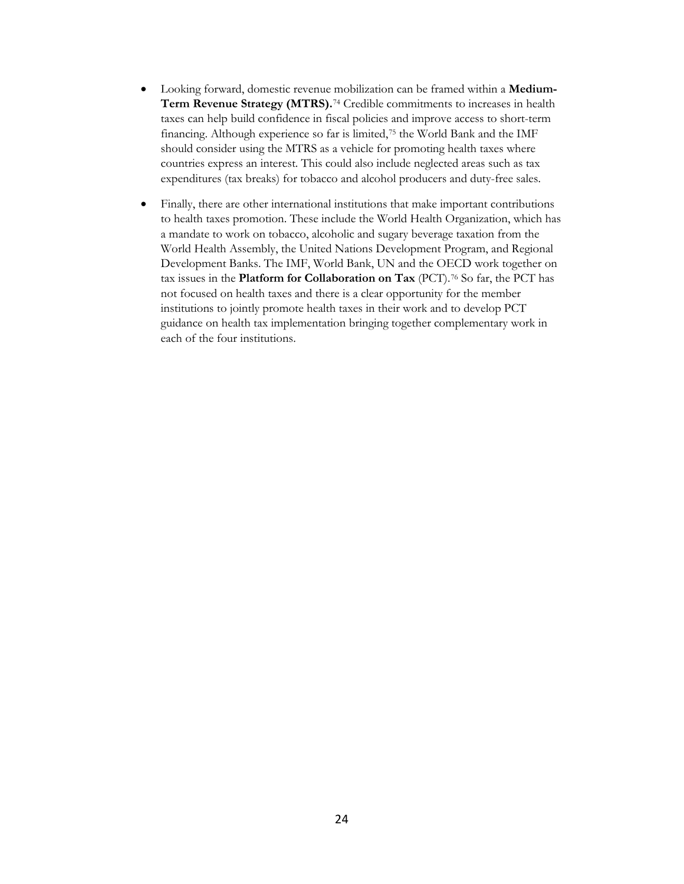- Looking forward, domestic revenue mobilization can be framed within a **Medium-Term Revenue Strategy (MTRS).**[74] Credible commitments to increases in health taxes can help build confidence in fiscal policies and improve access to short-term financing. Although experience so far is limited,[75] the World Bank and the IMF should consider using the MTRS as a vehicle for promoting health taxes where countries express an interest. This could also include neglected areas such as tax expenditures (tax breaks) for tobacco and alcohol producers and duty-free sales.

- Finally, there are other international institutions that make important contributions to health taxes promotion. These include the World Health Organization, which has a mandate to work on tobacco, alcoholic and sugary beverage taxation from the World Health Assembly, the United Nations Development Program, and Regional Development Banks. The IMF, World Bank, UN and the OECD work together on tax issues in the **Platform for Collaboration on Tax** (PCT).[76] So far, the PCT has not focused on health taxes and there is a clear opportunity for the member institutions to jointly promote health taxes in their work and to develop PCT guidance on health tax implementation bringing together complementary work in each of the four institutions.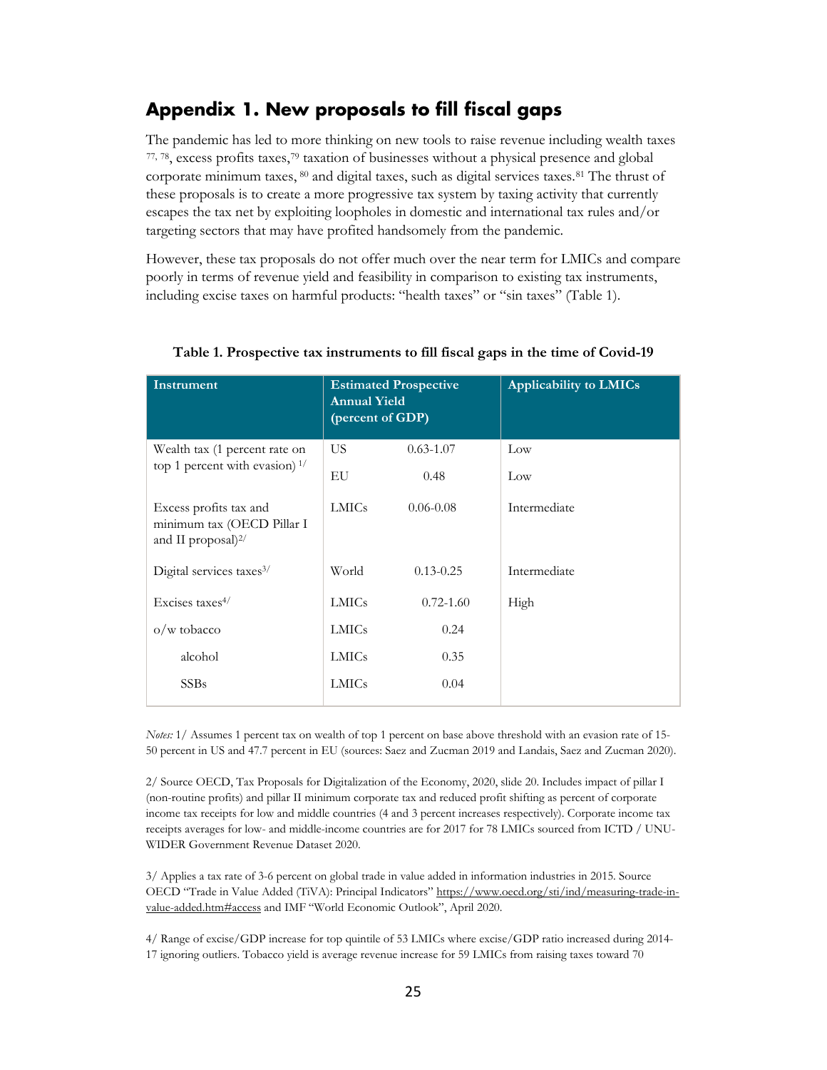## Appendix 1. New proposals to fill fiscal gaps

The pandemic has led to more thinking on new tools to raise revenue including wealth taxes [77, 78], excess profits taxes,[79] taxation of businesses without a physical presence and global corporate minimum taxes, [80] and digital taxes, such as digital services taxes.[81] The thrust of these proposals is to create a more progressive tax system by taxing activity that currently escapes the tax net by exploiting loopholes in domestic and international tax rules and/or targeting sectors that may have profited handsomely from the pandemic.

However, these tax proposals do not offer much over the near term for LMICs and compare poorly in terms of revenue yield and feasibility in comparison to existing tax instruments, including excise taxes on harmful products: "health taxes" or "sin taxes" (Table 1).

**Table 1. Prospective tax instruments to fill fiscal gaps in the time of Covid-19**

| Instrument | Estimated Prospective Annual Yield (percent of GDP) | | Applicability to LMICs |
|---|---|---|---|
| Wealth tax (1 percent rate on top 1 percent with evasion) 1/ | US | 0.63-1.07 | Low |
| | EU | 0.48 | Low |
| Excess profits tax and minimum tax (OECD Pillar I and II proposal)2/ | LMICs | 0.06-0.08 | Intermediate |
| Digital services taxes3/ | World | 0.13-0.25 | Intermediate |
| Excises taxes4/ | LMICs | 0.72-1.60 | High |
| o/w tobacco | LMICs | 0.24 | |
| alcohol | LMICs | 0.35 | |
| SSBs | LMICs | 0.04 | |

*Notes:* 1/ Assumes 1 percent tax on wealth of top 1 percent on base above threshold with an evasion rate of 15-50 percent in US and 47.7 percent in EU (sources: Saez and Zucman 2019 and Landais, Saez and Zucman 2020).

2/ Source OECD, Tax Proposals for Digitalization of the Economy, 2020, slide 20. Includes impact of pillar I (non-routine profits) and pillar II minimum corporate tax and reduced profit shifting as percent of corporate income tax receipts for low and middle countries (4 and 3 percent increases respectively). Corporate income tax receipts averages for low- and middle-income countries are for 2017 for 78 LMICs sourced from ICTD / UNU-WIDER Government Revenue Dataset 2020.

3/ Applies a tax rate of 3-6 percent on global trade in value added in information industries in 2015. Source OECD "Trade in Value Added (TiVA): Principal Indicators" https://www.oecd.org/sti/ind/measuring-trade-in-value-added.htm#access and IMF "World Economic Outlook", April 2020.

4/ Range of excise/GDP increase for top quintile of 53 LMICs where excise/GDP ratio increased during 2014-17 ignoring outliers. Tobacco yield is average revenue increase for 59 LMICs from raising taxes toward 70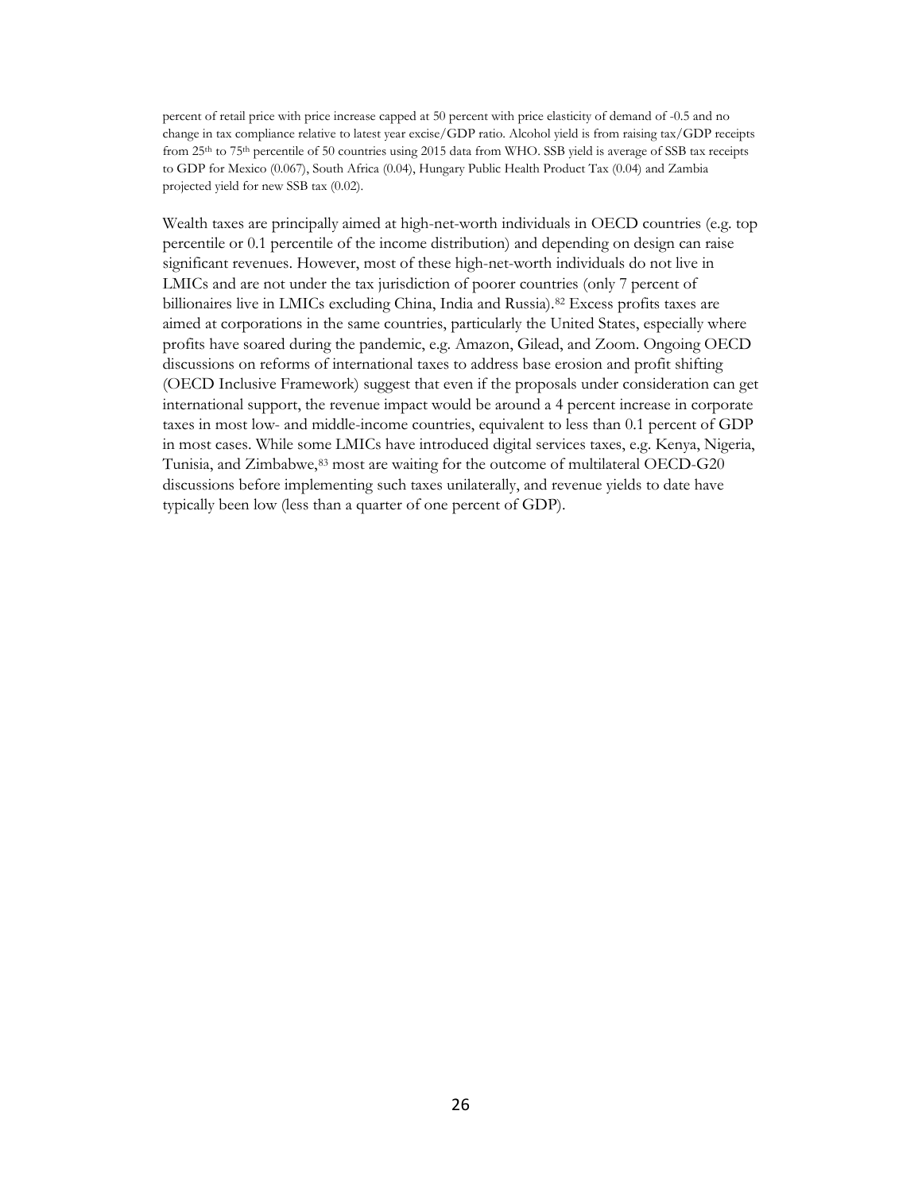percent of retail price with price increase capped at 50 percent with price elasticity of demand of -0.5 and no change in tax compliance relative to latest year excise/GDP ratio. Alcohol yield is from raising tax/GDP receipts from 25th to 75th percentile of 50 countries using 2015 data from WHO. SSB yield is average of SSB tax receipts to GDP for Mexico (0.067), South Africa (0.04), Hungary Public Health Product Tax (0.04) and Zambia projected yield for new SSB tax (0.02).

Wealth taxes are principally aimed at high-net-worth individuals in OECD countries (e.g. top percentile or 0.1 percentile of the income distribution) and depending on design can raise significant revenues. However, most of these high-net-worth individuals do not live in LMICs and are not under the tax jurisdiction of poorer countries (only 7 percent of billionaires live in LMICs excluding China, India and Russia).[82] Excess profits taxes are aimed at corporations in the same countries, particularly the United States, especially where profits have soared during the pandemic, e.g. Amazon, Gilead, and Zoom. Ongoing OECD discussions on reforms of international taxes to address base erosion and profit shifting (OECD Inclusive Framework) suggest that even if the proposals under consideration can get international support, the revenue impact would be around a 4 percent increase in corporate taxes in most low- and middle-income countries, equivalent to less than 0.1 percent of GDP in most cases. While some LMICs have introduced digital services taxes, e.g. Kenya, Nigeria, Tunisia, and Zimbabwe,[83] most are waiting for the outcome of multilateral OECD-G20 discussions before implementing such taxes unilaterally, and revenue yields to date have typically been low (less than a quarter of one percent of GDP).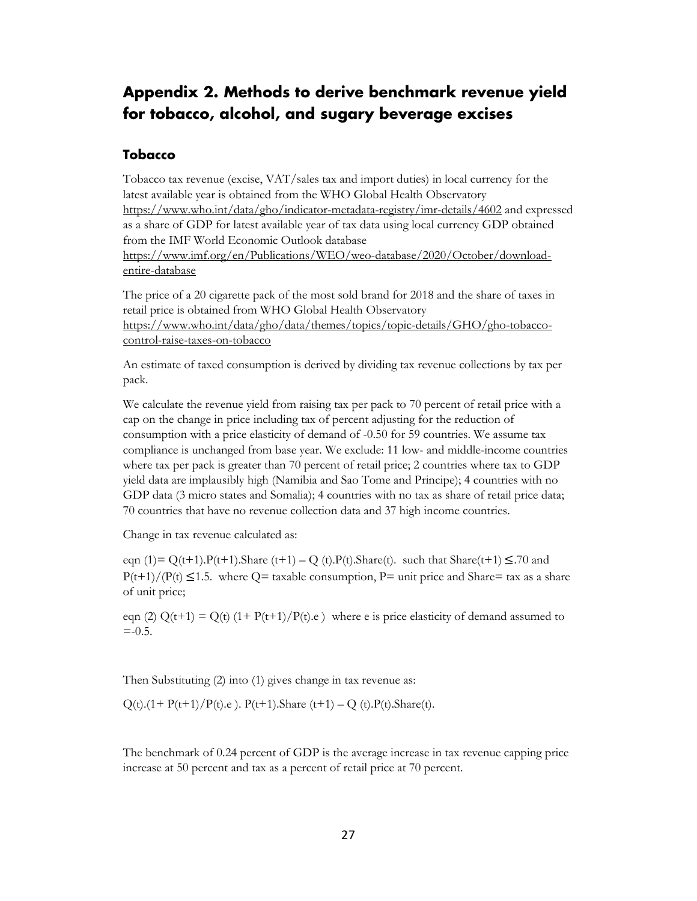# Appendix 2. Methods to derive benchmark revenue yield for tobacco, alcohol, and sugary beverage excises

## Tobacco

Tobacco tax revenue (excise, VAT/sales tax and import duties) in local currency for the latest available year is obtained from the WHO Global Health Observatory https://www.who.int/data/gho/indicator-metadata-registry/imr-details/4602 and expressed as a share of GDP for latest available year of tax data using local currency GDP obtained from the IMF World Economic Outlook database https://www.imf.org/en/Publications/WEO/weo-database/2020/October/download-entire-database

The price of a 20 cigarette pack of the most sold brand for 2018 and the share of taxes in retail price is obtained from WHO Global Health Observatory https://www.who.int/data/gho/data/themes/topics/topic-details/GHO/gho-tobacco-control-raise-taxes-on-tobacco

An estimate of taxed consumption is derived by dividing tax revenue collections by tax per pack.

We calculate the revenue yield from raising tax per pack to 70 percent of retail price with a cap on the change in price including tax of percent adjusting for the reduction of consumption with a price elasticity of demand of -0.50 for 59 countries. We assume tax compliance is unchanged from base year. We exclude: 11 low- and middle-income countries where tax per pack is greater than 70 percent of retail price; 2 countries where tax to GDP yield data are implausibly high (Namibia and Sao Tome and Principe); 4 countries with no GDP data (3 micro states and Somalia); 4 countries with no tax as share of retail price data; 70 countries that have no revenue collection data and 37 high income countries.

Change in tax revenue calculated as:

eqn (1)= $Q(t+1).P(t+1).Share\,(t+1) - Q\,(t).P(t).Share(t)$. such that $Share(t+1) \leq .70$ and $P(t+1)/(P(t) \leq 1.5$. where Q= taxable consumption, P= unit price and Share= tax as a share of unit price;

eqn (2) $Q(t+1) = Q(t)\,(1+ P(t+1)/P(t).e\,)$ where e is price elasticity of demand assumed to =-0.5.

Then Substituting (2) into (1) gives change in tax revenue as:

$Q(t).(1+ P(t+1)/P(t).e\,).\,P(t+1).Share\,(t+1) - Q\,(t).P(t).Share(t)$.

The benchmark of 0.24 percent of GDP is the average increase in tax revenue capping price increase at 50 percent and tax as a percent of retail price at 70 percent.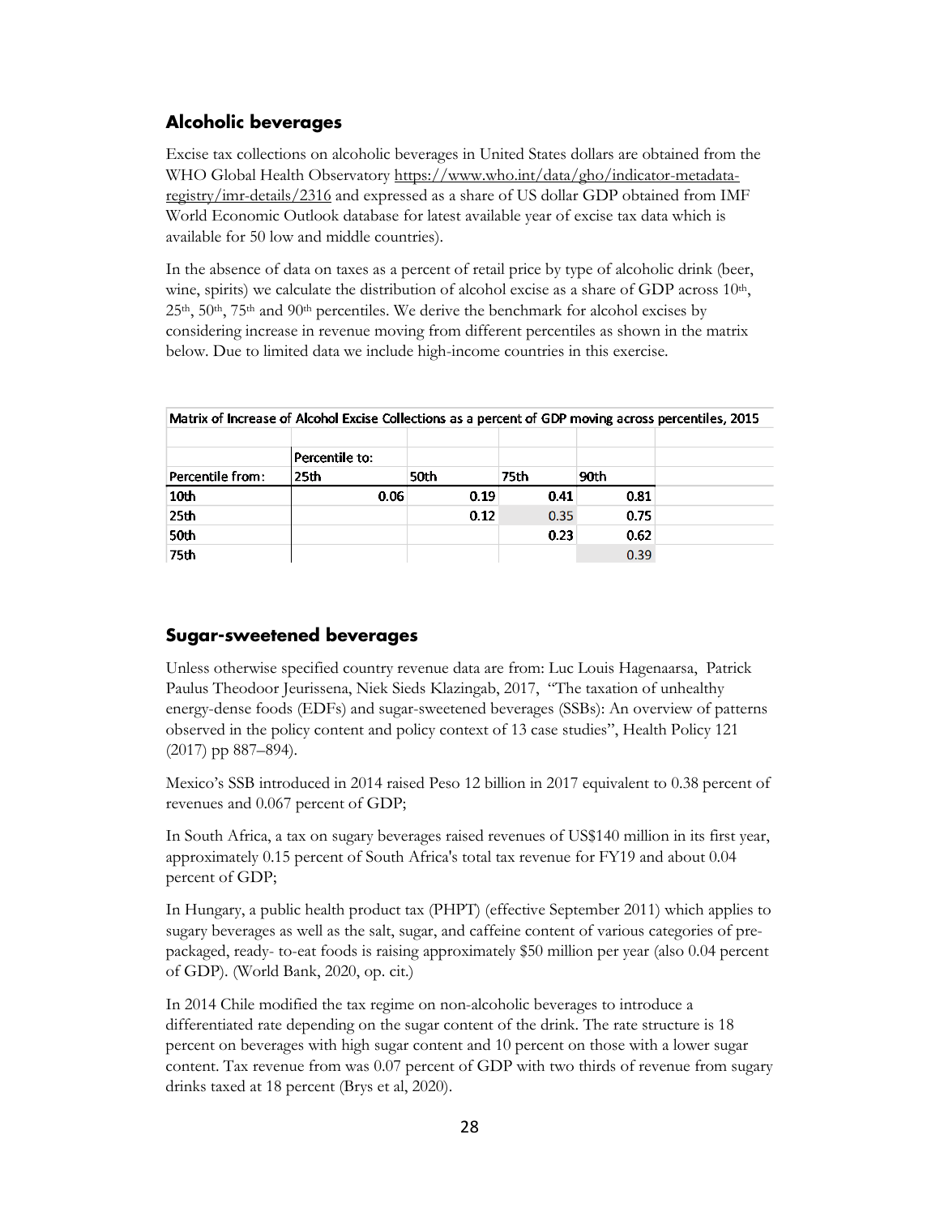## Alcoholic beverages

Excise tax collections on alcoholic beverages in United States dollars are obtained from the WHO Global Health Observatory https://www.who.int/data/gho/indicator-metadata-registry/imr-details/2316 and expressed as a share of US dollar GDP obtained from IMF World Economic Outlook database for latest available year of excise tax data which is available for 50 low and middle countries).

In the absence of data on taxes as a percent of retail price by type of alcoholic drink (beer, wine, spirits) we calculate the distribution of alcohol excise as a share of GDP across 10th, 25th, 50th, 75th and 90th percentiles. We derive the benchmark for alcohol excises by considering increase in revenue moving from different percentiles as shown in the matrix below. Due to limited data we include high-income countries in this exercise.

Matrix of Increase of Alcohol Excise Collections as a percent of GDP moving across percentiles, 2015

| | Percentile to: | | | |
|---|---|---|---|---|
| **Percentile from:** | **25th** | **50th** | **75th** | **90th** |
| 10th | 0.06 | 0.19 | 0.41 | 0.81 |
| 25th | | 0.12 | 0.35 | 0.75 |
| 50th | | | 0.23 | 0.62 |
| 75th | | | | 0.39 |

## Sugar-sweetened beverages

Unless otherwise specified country revenue data are from: Luc Louis Hagenaarsa, Patrick Paulus Theodoor Jeurissena, Niek Sieds Klazingab, 2017, "The taxation of unhealthy energy-dense foods (EDFs) and sugar-sweetened beverages (SSBs): An overview of patterns observed in the policy content and policy context of 13 case studies", Health Policy 121 (2017) pp 887–894).

Mexico's SSB introduced in 2014 raised Peso 12 billion in 2017 equivalent to 0.38 percent of revenues and 0.067 percent of GDP;

In South Africa, a tax on sugary beverages raised revenues of US$140 million in its first year, approximately 0.15 percent of South Africa's total tax revenue for FY19 and about 0.04 percent of GDP;

In Hungary, a public health product tax (PHPT) (effective September 2011) which applies to sugary beverages as well as the salt, sugar, and caffeine content of various categories of pre-packaged, ready- to-eat foods is raising approximately $50 million per year (also 0.04 percent of GDP). (World Bank, 2020, op. cit.)

In 2014 Chile modified the tax regime on non-alcoholic beverages to introduce a differentiated rate depending on the sugar content of the drink. The rate structure is 18 percent on beverages with high sugar content and 10 percent on those with a lower sugar content. Tax revenue from was 0.07 percent of GDP with two thirds of revenue from sugary drinks taxed at 18 percent (Brys et al, 2020).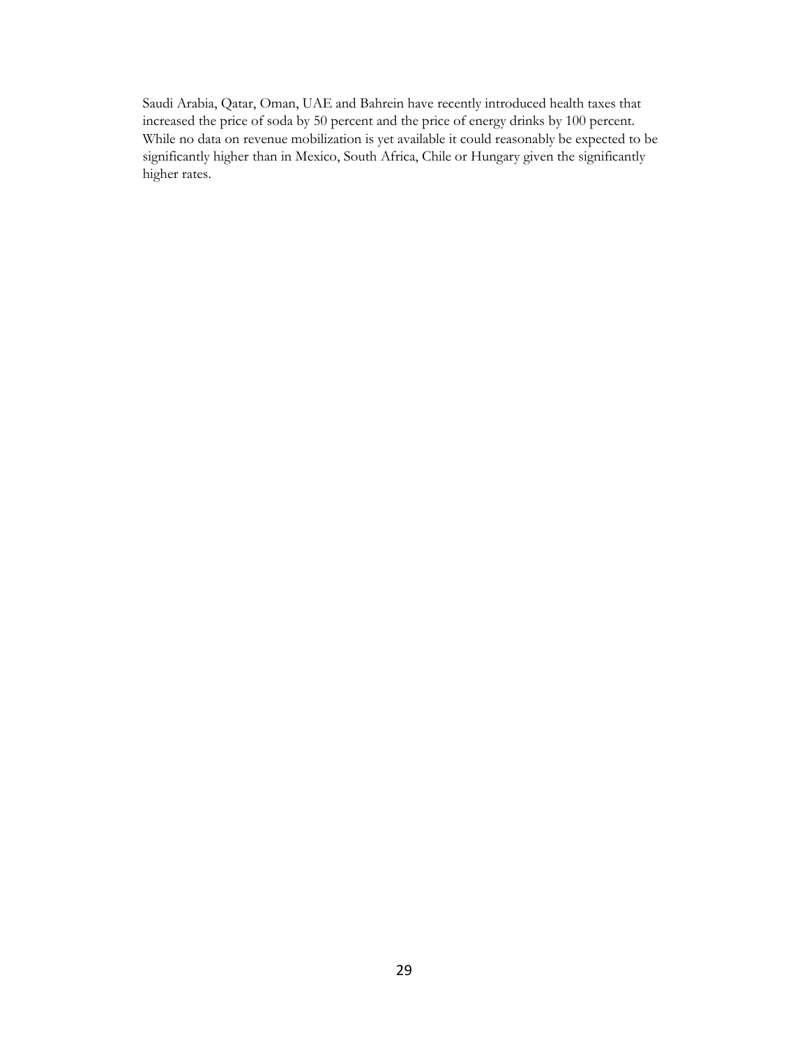Saudi Arabia, Qatar, Oman, UAE and Bahrein have recently introduced health taxes that increased the price of soda by 50 percent and the price of energy drinks by 100 percent. While no data on revenue mobilization is yet available it could reasonably be expected to be significantly higher than in Mexico, South Africa, Chile or Hungary given the significantly higher rates.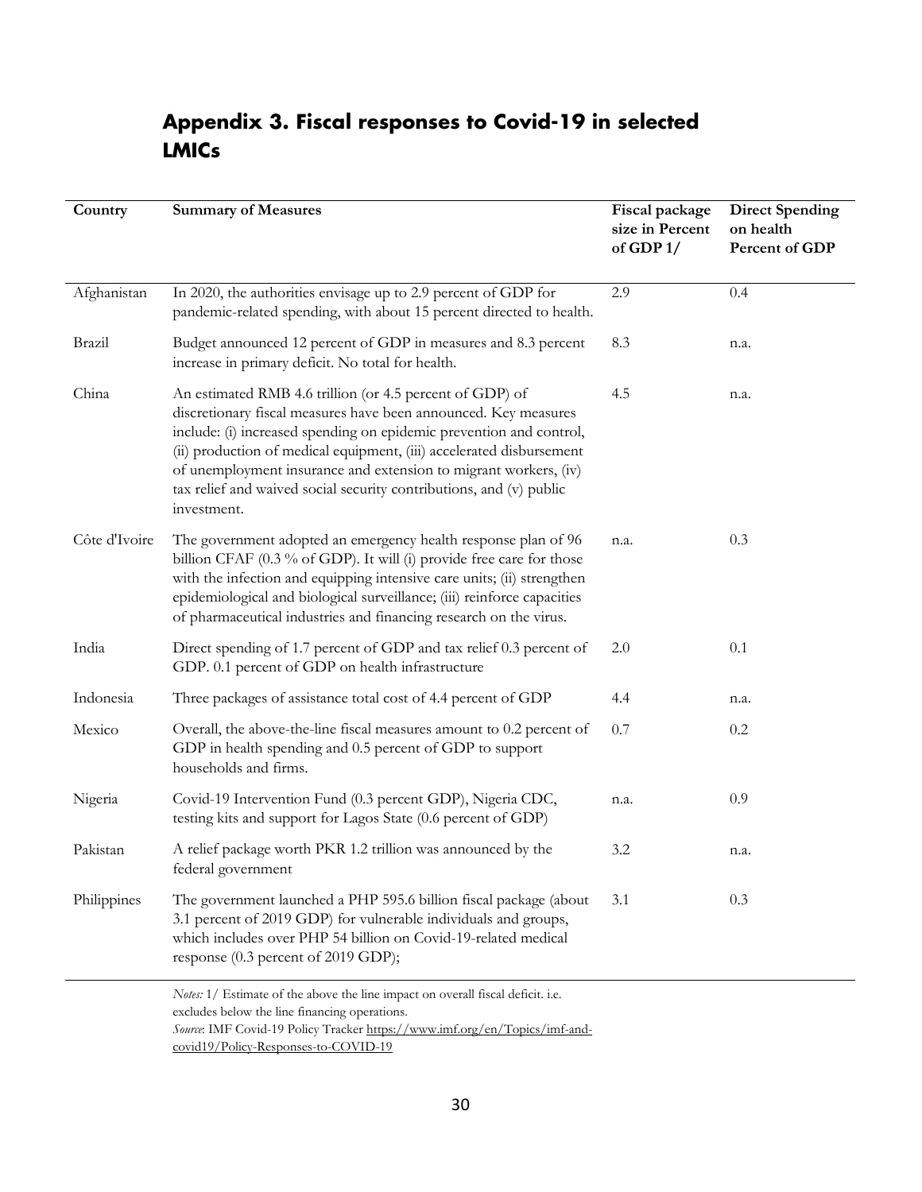## Appendix 3. Fiscal responses to Covid-19 in selected LMICs

| Country | Summary of Measures | Fiscal package size in Percent of GDP 1/ | Direct Spending on health Percent of GDP |
|---|---|---|---|
| Afghanistan | In 2020, the authorities envisage up to 2.9 percent of GDP for pandemic-related spending, with about 15 percent directed to health. | 2.9 | 0.4 |
| Brazil | Budget announced 12 percent of GDP in measures and 8.3 percent increase in primary deficit. No total for health. | 8.3 | n.a. |
| China | An estimated RMB 4.6 trillion (or 4.5 percent of GDP) of discretionary fiscal measures have been announced. Key measures include: (i) increased spending on epidemic prevention and control, (ii) production of medical equipment, (iii) accelerated disbursement of unemployment insurance and extension to migrant workers, (iv) tax relief and waived social security contributions, and (v) public investment. | 4.5 | n.a. |
| Côte d'Ivoire | The government adopted an emergency health response plan of 96 billion CFAF (0.3 % of GDP). It will (i) provide free care for those with the infection and equipping intensive care units; (ii) strengthen epidemiological and biological surveillance; (iii) reinforce capacities of pharmaceutical industries and financing research on the virus. | n.a. | 0.3 |
| India | Direct spending of 1.7 percent of GDP and tax relief 0.3 percent of GDP. 0.1 percent of GDP on health infrastructure | 2.0 | 0.1 |
| Indonesia | Three packages of assistance total cost of 4.4 percent of GDP | 4.4 | n.a. |
| Mexico | Overall, the above-the-line fiscal measures amount to 0.2 percent of GDP in health spending and 0.5 percent of GDP to support households and firms. | 0.7 | 0.2 |
| Nigeria | Covid-19 Intervention Fund (0.3 percent GDP), Nigeria CDC, testing kits and support for Lagos State (0.6 percent of GDP) | n.a. | 0.9 |
| Pakistan | A relief package worth PKR 1.2 trillion was announced by the federal government | 3.2 | n.a. |
| Philippines | The government launched a PHP 595.6 billion fiscal package (about 3.1 percent of 2019 GDP) for vulnerable individuals and groups, which includes over PHP 54 billion on Covid-19-related medical response (0.3 percent of 2019 GDP); | 3.1 | 0.3 |

*Notes:* 1/ Estimate of the above the line impact on overall fiscal deficit. i.e. excludes below the line financing operations.
*Source*: IMF Covid-19 Policy Tracker https://www.imf.org/en/Topics/imf-and-covid19/Policy-Responses-to-COVID-19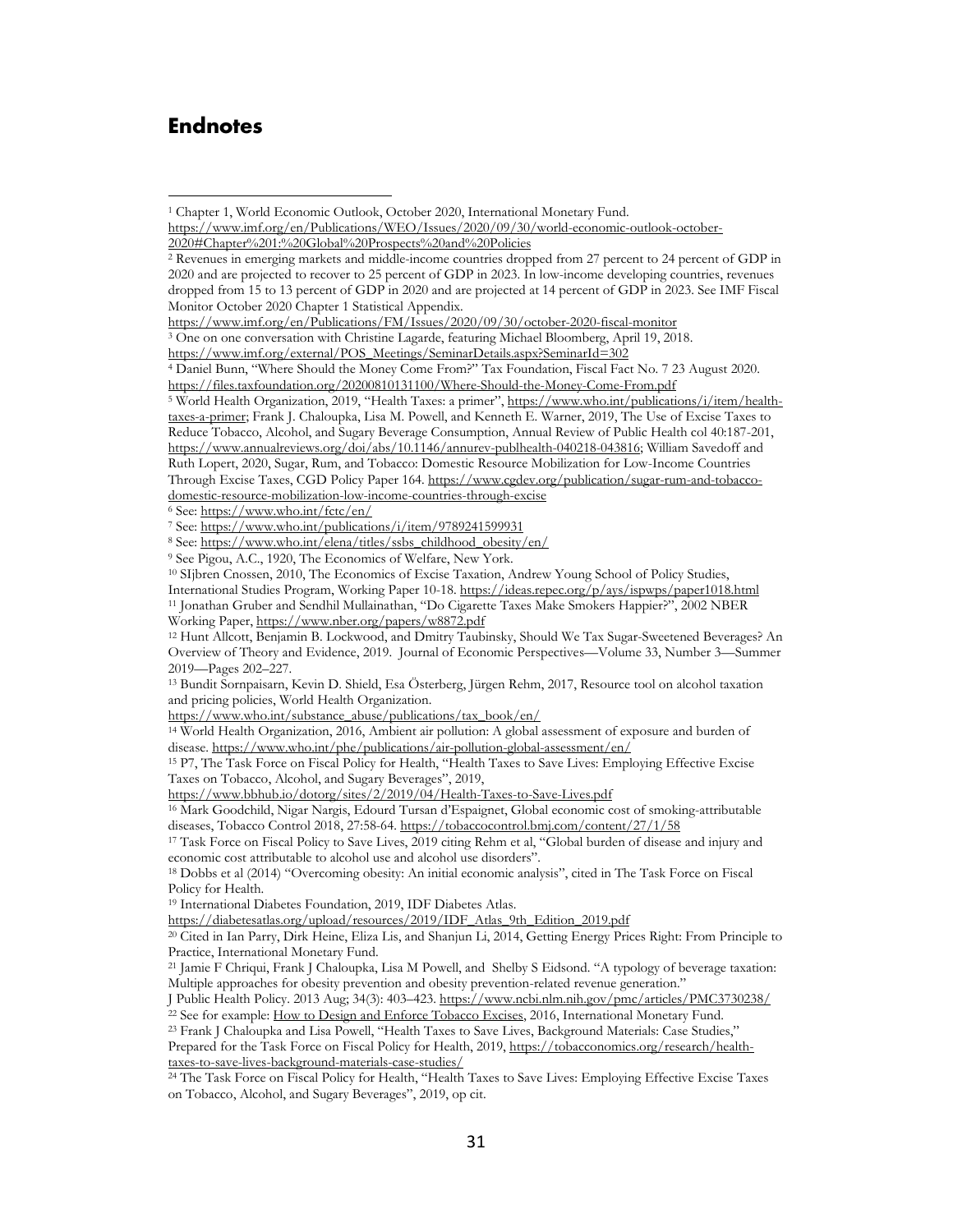## Endnotes

[1] Chapter 1, World Economic Outlook, October 2020, International Monetary Fund. https://www.imf.org/en/Publications/WEO/Issues/2020/09/30/world-economic-outlook-october-2020#Chapter%201:%20Global%20Prospects%20and%20Policies

[2] Revenues in emerging markets and middle-income countries dropped from 27 percent to 24 percent of GDP in 2020 and are projected to recover to 25 percent of GDP in 2023. In low-income developing countries, revenues dropped from 15 to 13 percent of GDP in 2020 and are projected at 14 percent of GDP in 2023. See IMF Fiscal Monitor October 2020 Chapter 1 Statistical Appendix. https://www.imf.org/en/Publications/FM/Issues/2020/09/30/october-2020-fiscal-monitor

[3] One on one conversation with Christine Lagarde, featuring Michael Bloomberg, April 19, 2018. https://www.imf.org/external/POS_Meetings/SeminarDetails.aspx?SeminarId=302

[4] Daniel Bunn, "Where Should the Money Come From?" Tax Foundation, Fiscal Fact No. 7 23 August 2020. https://files.taxfoundation.org/20200810131100/Where-Should-the-Money-Come-From.pdf

[5] World Health Organization, 2019, "Health Taxes: a primer", https://www.who.int/publications/i/item/health-taxes-a-primer; Frank J. Chaloupka, Lisa M. Powell, and Kenneth E. Warner, 2019, The Use of Excise Taxes to Reduce Tobacco, Alcohol, and Sugary Beverage Consumption, Annual Review of Public Health col 40:187-201, https://www.annualreviews.org/doi/abs/10.1146/annurev-publhealth-040218-043816; William Savedoff and Ruth Lopert, 2020, Sugar, Rum, and Tobacco: Domestic Resource Mobilization for Low-Income Countries Through Excise Taxes, CGD Policy Paper 164. https://www.cgdev.org/publication/sugar-rum-and-tobacco-domestic-resource-mobilization-low-income-countries-through-excise

[6] See: https://www.who.int/fctc/en/

[7] See: https://www.who.int/publications/i/item/9789241599931

[8] See: https://www.who.int/elena/titles/ssbs_childhood_obesity/en/

[9] See Pigou, A.C., 1920, The Economics of Welfare, New York.

[10] SIjbren Cnossen, 2010, The Economics of Excise Taxation, Andrew Young School of Policy Studies, International Studies Program, Working Paper 10-18. https://ideas.repec.org/p/ays/ispwps/paper1018.html

[11] Jonathan Gruber and Sendhil Mullainathan, "Do Cigarette Taxes Make Smokers Happier?", 2002 NBER Working Paper, https://www.nber.org/papers/w8872.pdf

[12] Hunt Allcott, Benjamin B. Lockwood, and Dmitry Taubinsky, Should We Tax Sugar-Sweetened Beverages? An Overview of Theory and Evidence, 2019. Journal of Economic Perspectives—Volume 33, Number 3—Summer 2019—Pages 202–227.

[13] Bundit Sornpaisarn, Kevin D. Shield, Esa Österberg, Jürgen Rehm, 2017, Resource tool on alcohol taxation and pricing policies, World Health Organization. https://www.who.int/substance_abuse/publications/tax_book/en/

[14] World Health Organization, 2016, Ambient air pollution: A global assessment of exposure and burden of disease. https://www.who.int/phe/publications/air-pollution-global-assessment/en/

[15] P7, The Task Force on Fiscal Policy for Health, "Health Taxes to Save Lives: Employing Effective Excise Taxes on Tobacco, Alcohol, and Sugary Beverages", 2019, https://www.bbhub.io/dotorg/sites/2/2019/04/Health-Taxes-to-Save-Lives.pdf

[16] Mark Goodchild, Nigar Nargis, Edourd Tursan d'Espaignet, Global economic cost of smoking-attributable diseases, Tobacco Control 2018, 27:58-64. https://tobaccocontrol.bmj.com/content/27/1/58

[17] Task Force on Fiscal Policy to Save Lives, 2019 citing Rehm et al, "Global burden of disease and injury and economic cost attributable to alcohol use and alcohol use disorders".

[18] Dobbs et al (2014) "Overcoming obesity: An initial economic analysis", cited in The Task Force on Fiscal Policy for Health.

[19] International Diabetes Foundation, 2019, IDF Diabetes Atlas. https://diabetesatlas.org/upload/resources/2019/IDF_Atlas_9th_Edition_2019.pdf

[20] Cited in Ian Parry, Dirk Heine, Eliza Lis, and Shanjun Li, 2014, Getting Energy Prices Right: From Principle to Practice, International Monetary Fund.

[21] Jamie F Chriqui, Frank J Chaloupka, Lisa M Powell, and Shelby S Eidsond. "A typology of beverage taxation: Multiple approaches for obesity prevention and obesity prevention-related revenue generation." J Public Health Policy. 2013 Aug; 34(3): 403–423. https://www.ncbi.nlm.nih.gov/pmc/articles/PMC3730238/

[22] See for example: How to Design and Enforce Tobacco Excises, 2016, International Monetary Fund.

[23] Frank J Chaloupka and Lisa Powell, "Health Taxes to Save Lives, Background Materials: Case Studies," Prepared for the Task Force on Fiscal Policy for Health, 2019, https://tobacconomics.org/research/health-taxes-to-save-lives-background-materials-case-studies/

[24] The Task Force on Fiscal Policy for Health, "Health Taxes to Save Lives: Employing Effective Excise Taxes on Tobacco, Alcohol, and Sugary Beverages", 2019, op cit.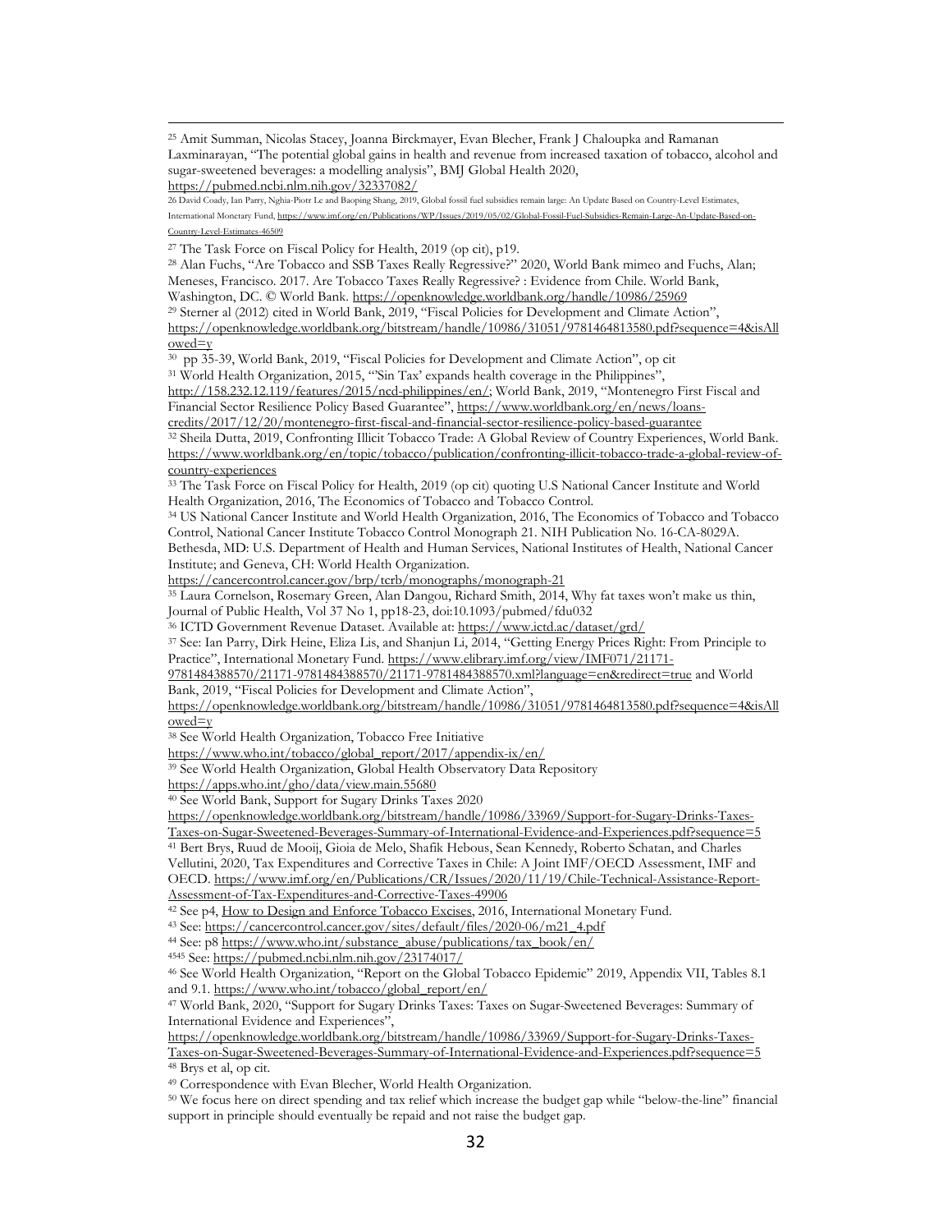[25] Amit Summan, Nicolas Stacey, Joanna Birckmayer, Evan Blecher, Frank J Chaloupka and Ramanan Laxminarayan, "The potential global gains in health and revenue from increased taxation of tobacco, alcohol and sugar-sweetened beverages: a modelling analysis", BMJ Global Health 2020, https://pubmed.ncbi.nlm.nih.gov/32337082/

[26] David Coady, Ian Parry, Nghia-Piotr Le and Baoping Shang, 2019, Global fossil fuel subsidies remain large: An Update Based on Country-Level Estimates, International Monetary Fund, https://www.imf.org/en/Publications/WP/Issues/2019/05/02/Global-Fossil-Fuel-Subsidies-Remain-Large-An-Update-Based-on-Country-Level-Estimates-46509

[27] The Task Force on Fiscal Policy for Health, 2019 (op cit), p19.

[28] Alan Fuchs, "Are Tobacco and SSB Taxes Really Regressive?" 2020, World Bank mimeo and Fuchs, Alan; Meneses, Francisco. 2017. Are Tobacco Taxes Really Regressive? : Evidence from Chile. World Bank, Washington, DC. © World Bank. https://openknowledge.worldbank.org/handle/10986/25969

[29] Sterner al (2012) cited in World Bank, 2019, "Fiscal Policies for Development and Climate Action", https://openknowledge.worldbank.org/bitstream/handle/10986/31051/9781464813580.pdf?sequence=4&isAllowed=y

[30] pp 35-39, World Bank, 2019, "Fiscal Policies for Development and Climate Action", op cit

[31] World Health Organization, 2015, "'Sin Tax' expands health coverage in the Philippines", http://158.232.12.119/features/2015/ncd-philippines/en/; World Bank, 2019, "Montenegro First Fiscal and Financial Sector Resilience Policy Based Guarantee", https://www.worldbank.org/en/news/loans-credits/2017/12/20/montenegro-first-fiscal-and-financial-sector-resilience-policy-based-guarantee

[32] Sheila Dutta, 2019, Confronting Illicit Tobacco Trade: A Global Review of Country Experiences, World Bank. https://www.worldbank.org/en/topic/tobacco/publication/confronting-illicit-tobacco-trade-a-global-review-of-country-experiences

[33] The Task Force on Fiscal Policy for Health, 2019 (op cit) quoting U.S National Cancer Institute and World Health Organization, 2016, The Economics of Tobacco and Tobacco Control.

[34] US National Cancer Institute and World Health Organization, 2016, The Economics of Tobacco and Tobacco Control, National Cancer Institute Tobacco Control Monograph 21. NIH Publication No. 16-CA-8029A. Bethesda, MD: U.S. Department of Health and Human Services, National Institutes of Health, National Cancer Institute; and Geneva, CH: World Health Organization. https://cancercontrol.cancer.gov/brp/tcrb/monographs/monograph-21

[35] Laura Cornelson, Rosemary Green, Alan Dangou, Richard Smith, 2014, Why fat taxes won't make us thin, Journal of Public Health, Vol 37 No 1, pp18-23, doi:10.1093/pubmed/fdu032

[36] ICTD Government Revenue Dataset. Available at: https://www.ictd.ac/dataset/grd/

[37] See: Ian Parry, Dirk Heine, Eliza Lis, and Shanjun Li, 2014, "Getting Energy Prices Right: From Principle to Practice", International Monetary Fund. https://www.elibrary.imf.org/view/IMF071/21171-9781484388570/21171-9781484388570/21171-9781484388570.xml?language=en&redirect=true and World Bank, 2019, "Fiscal Policies for Development and Climate Action", https://openknowledge.worldbank.org/bitstream/handle/10986/31051/9781464813580.pdf?sequence=4&isAllowed=y

[38] See World Health Organization, Tobacco Free Initiative https://www.who.int/tobacco/global_report/2017/appendix-ix/en/

[39] See World Health Organization, Global Health Observatory Data Repository https://apps.who.int/gho/data/view.main.55680

[40] See World Bank, Support for Sugary Drinks Taxes 2020 https://openknowledge.worldbank.org/bitstream/handle/10986/33969/Support-for-Sugary-Drinks-Taxes-Taxes-on-Sugar-Sweetened-Beverages-Summary-of-International-Evidence-and-Experiences.pdf?sequence=5

[41] Bert Brys, Ruud de Mooij, Gioia de Melo, Shafik Hebous, Sean Kennedy, Roberto Schatan, and Charles Vellutini, 2020, Tax Expenditures and Corrective Taxes in Chile: A Joint IMF/OECD Assessment, IMF and OECD. https://www.imf.org/en/Publications/CR/Issues/2020/11/19/Chile-Technical-Assistance-Report-Assessment-of-Tax-Expenditures-and-Corrective-Taxes-49906

[42] See p4, How to Design and Enforce Tobacco Excises, 2016, International Monetary Fund.

[43] See: https://cancercontrol.cancer.gov/sites/default/files/2020-06/m21_4.pdf

[44] See: p8 https://www.who.int/substance_abuse/publications/tax_book/en/

[4545] See: https://pubmed.ncbi.nlm.nih.gov/23174017/

[46] See World Health Organization, "Report on the Global Tobacco Epidemic" 2019, Appendix VII, Tables 8.1 and 9.1. https://www.who.int/tobacco/global_report/en/

[47] World Bank, 2020, "Support for Sugary Drinks Taxes: Taxes on Sugar-Sweetened Beverages: Summary of International Evidence and Experiences", https://openknowledge.worldbank.org/bitstream/handle/10986/33969/Support-for-Sugary-Drinks-Taxes-Taxes-on-Sugar-Sweetened-Beverages-Summary-of-International-Evidence-and-Experiences.pdf?sequence=5

[48] Brys et al, op cit.

[49] Correspondence with Evan Blecher, World Health Organization.

[50] We focus here on direct spending and tax relief which increase the budget gap while "below-the-line" financial support in principle should eventually be repaid and not raise the budget gap.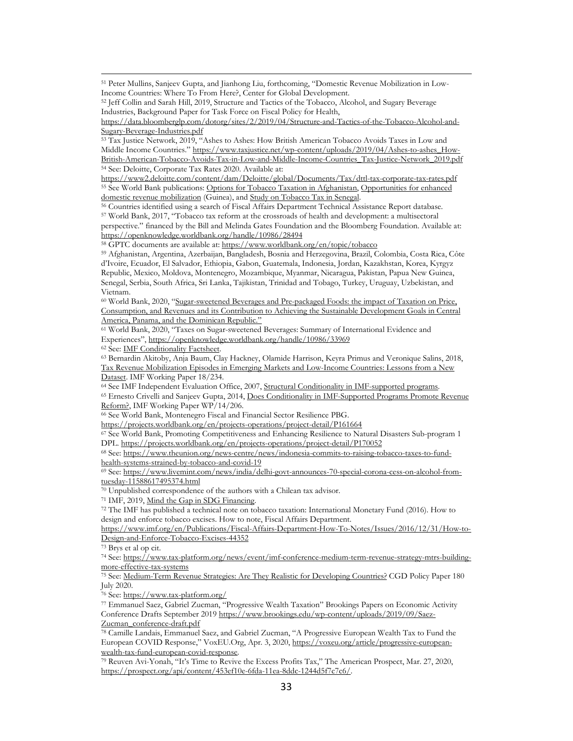[51] Peter Mullins, Sanjeev Gupta, and Jianhong Liu, forthcoming, "Domestic Revenue Mobilization in Low-Income Countries: Where To From Here?, Center for Global Development.

[52] Jeff Collin and Sarah Hill, 2019, Structure and Tactics of the Tobacco, Alcohol, and Sugary Beverage Industries, Background Paper for Task Force on Fiscal Policy for Health, https://data.bloomberglp.com/dotorg/sites/2/2019/04/Structure-and-Tactics-of-the-Tobacco-Alcohol-and-Sugary-Beverage-Industries.pdf

[53] Tax Justice Network, 2019, "Ashes to Ashes: How British American Tobacco Avoids Taxes in Low and Middle Income Countries." https://www.taxjustice.net/wp-content/uploads/2019/04/Ashes-to-ashes_How-British-American-Tobacco-Avoids-Tax-in-Low-and-Middle-Income-Countries_Tax-Justice-Network_2019.pdf

[54] See: Deloitte, Corporate Tax Rates 2020. Available at: https://www2.deloitte.com/content/dam/Deloitte/global/Documents/Tax/dttl-tax-corporate-tax-rates.pdf

[55] See World Bank publications: Options for Tobacco Taxation in Afghanistan, Opportunities for enhanced domestic revenue mobilization (Guinea), and Study on Tobacco Tax in Senegal.

[56] Countries identified using a search of Fiscal Affairs Department Technical Assistance Report database.

[57] World Bank, 2017, "Tobacco tax reform at the crossroads of health and development: a multisectoral perspective." financed by the Bill and Melinda Gates Foundation and the Bloomberg Foundation. Available at: https://openknowledge.worldbank.org/handle/10986/28494

[58] GPTC documents are available at: https://www.worldbank.org/en/topic/tobacco

[59] Afghanistan, Argentina, Azerbaijan, Bangladesh, Bosnia and Herzegovina, Brazil, Colombia, Costa Rica, Côte d'Ivoire, Ecuador, El Salvador, Ethiopia, Gabon, Guatemala, Indonesia, Jordan, Kazakhstan, Korea, Kyrgyz Republic, Mexico, Moldova, Montenegro, Mozambique, Myanmar, Nicaragua, Pakistan, Papua New Guinea, Senegal, Serbia, South Africa, Sri Lanka, Tajikistan, Trinidad and Tobago, Turkey, Uruguay, Uzbekistan, and Vietnam.

[60] World Bank, 2020, "Sugar-sweetened Beverages and Pre-packaged Foods: the impact of Taxation on Price, Consumption, and Revenues and its Contribution to Achieving the Sustainable Development Goals in Central America, Panama, and the Dominican Republic."

[61] World Bank, 2020, "Taxes on Sugar-sweetened Beverages: Summary of International Evidence and Experiences", https://openknowledge.worldbank.org/handle/10986/33969

[62] See: IMF Conditionality Factsheet.

[63] Bernardin Akitoby, Anja Baum, Clay Hackney, Olamide Harrison, Keyra Primus and Veronique Salins, 2018, Tax Revenue Mobilization Episodes in Emerging Markets and Low-Income Countries: Lessons from a New Dataset. IMF Working Paper 18/234.

[64] See IMF Independent Evaluation Office, 2007, Structural Conditionality in IMF-supported programs.

[65] Ernesto Crivelli and Sanjeev Gupta, 2014, Does Conditionality in IMF-Supported Programs Promote Revenue Reform?, IMF Working Paper WP/14/206.

[66] See World Bank, Montenegro Fiscal and Financial Sector Resilience PBG. https://projects.worldbank.org/en/projects-operations/project-detail/P161664

[67] See World Bank, Promoting Competitiveness and Enhancing Resilience to Natural Disasters Sub-program 1 DPL. https://projects.worldbank.org/en/projects-operations/project-detail/P170052

[68] See: https://www.theunion.org/news-centre/news/indonesia-commits-to-raising-tobacco-taxes-to-fund-health-systems-strained-by-tobacco-and-covid-19

[69] See: https://www.livemint.com/news/india/delhi-govt-announces-70-special-corona-cess-on-alcohol-from-tuesday-11588617495374.html

[70] Unpublished correspondence of the authors with a Chilean tax advisor.

[71] IMF, 2019, Mind the Gap in SDG Financing.

[72] The IMF has published a technical note on tobacco taxation: International Monetary Fund (2016). How to design and enforce tobacco excises. How to note, Fiscal Affairs Department. https://www.imf.org/en/Publications/Fiscal-Affairs-Department-How-To-Notes/Issues/2016/12/31/How-to-Design-and-Enforce-Tobacco-Excises-44352

[73] Brys et al op cit.

[74] See: https://www.tax-platform.org/news/event/imf-conference-medium-term-revenue-strategy-mtrs-building-more-effective-tax-systems

[75] See: Medium-Term Revenue Strategies: Are They Realistic for Developing Countries? CGD Policy Paper 180 July 2020.

[76] See: https://www.tax-platform.org/

[77] Emmanuel Saez, Gabriel Zucman, "Progressive Wealth Taxation" Brookings Papers on Economic Activity Conference Drafts September 2019 https://www.brookings.edu/wp-content/uploads/2019/09/Saez-Zucman_conference-draft.pdf

[78] Camille Landais, Emmanuel Saez, and Gabriel Zucman, "A Progressive European Wealth Tax to Fund the European COVID Response," VoxEU.Org, Apr. 3, 2020, https://voxeu.org/article/progressive-european-wealth-tax-fund-european-covid-response.

[79] Reuven Avi-Yonah, "It's Time to Revive the Excess Profits Tax," The American Prospect, Mar. 27, 2020, https://prospect.org/api/content/453ef10e-6fda-11ea-8ddc-1244d5f7c7c6/.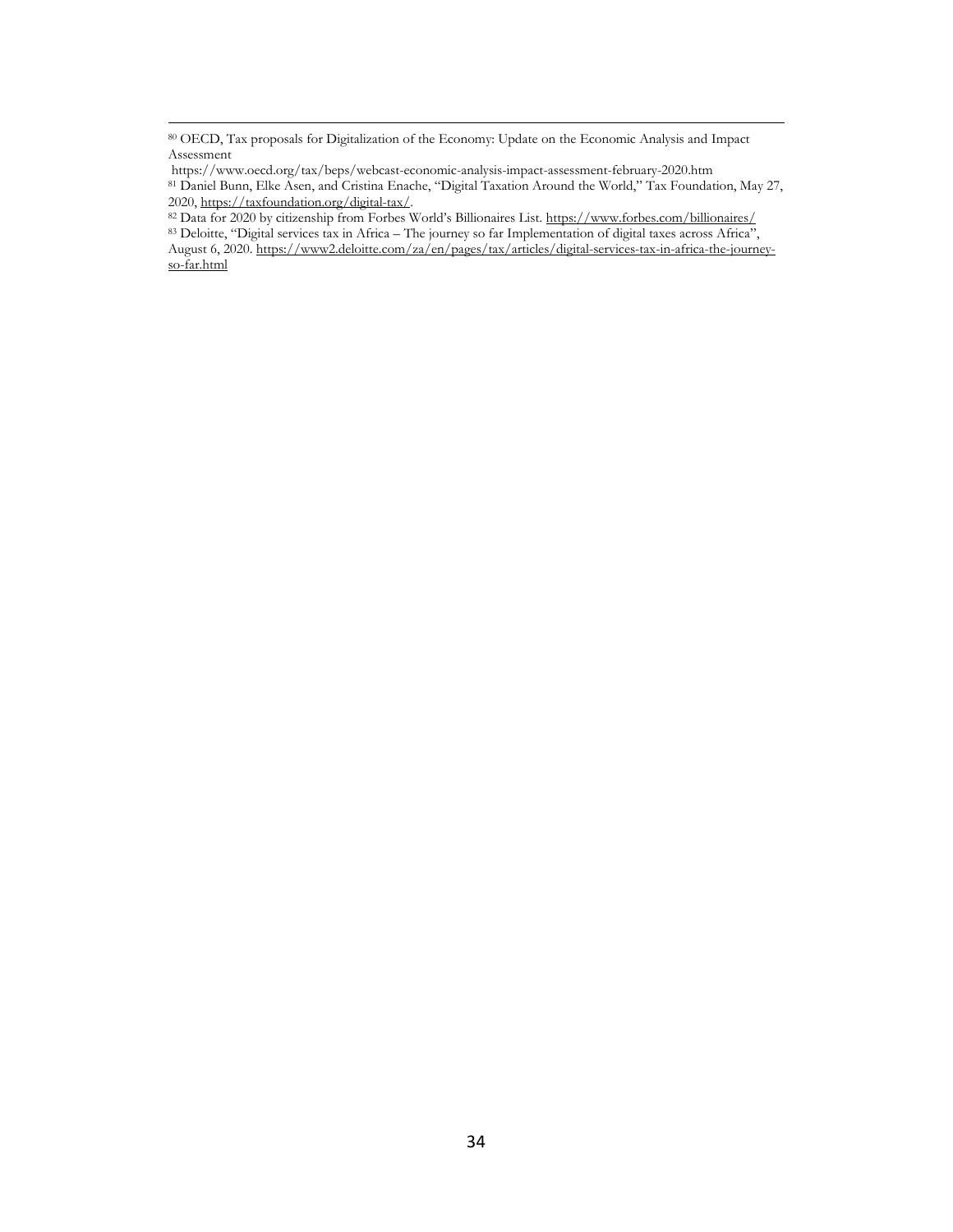[80] OECD, Tax proposals for Digitalization of the Economy: Update on the Economic Analysis and Impact Assessment
https://www.oecd.org/tax/beps/webcast-economic-analysis-impact-assessment-february-2020.htm

[81] Daniel Bunn, Elke Asen, and Cristina Enache, "Digital Taxation Around the World," Tax Foundation, May 27, 2020, https://taxfoundation.org/digital-tax/.

[82] Data for 2020 by citizenship from Forbes World's Billionaires List. https://www.forbes.com/billionaires/

[83] Deloitte, "Digital services tax in Africa – The journey so far Implementation of digital taxes across Africa", August 6, 2020. https://www2.deloitte.com/za/en/pages/tax/articles/digital-services-tax-in-africa-the-journey-so-far.html